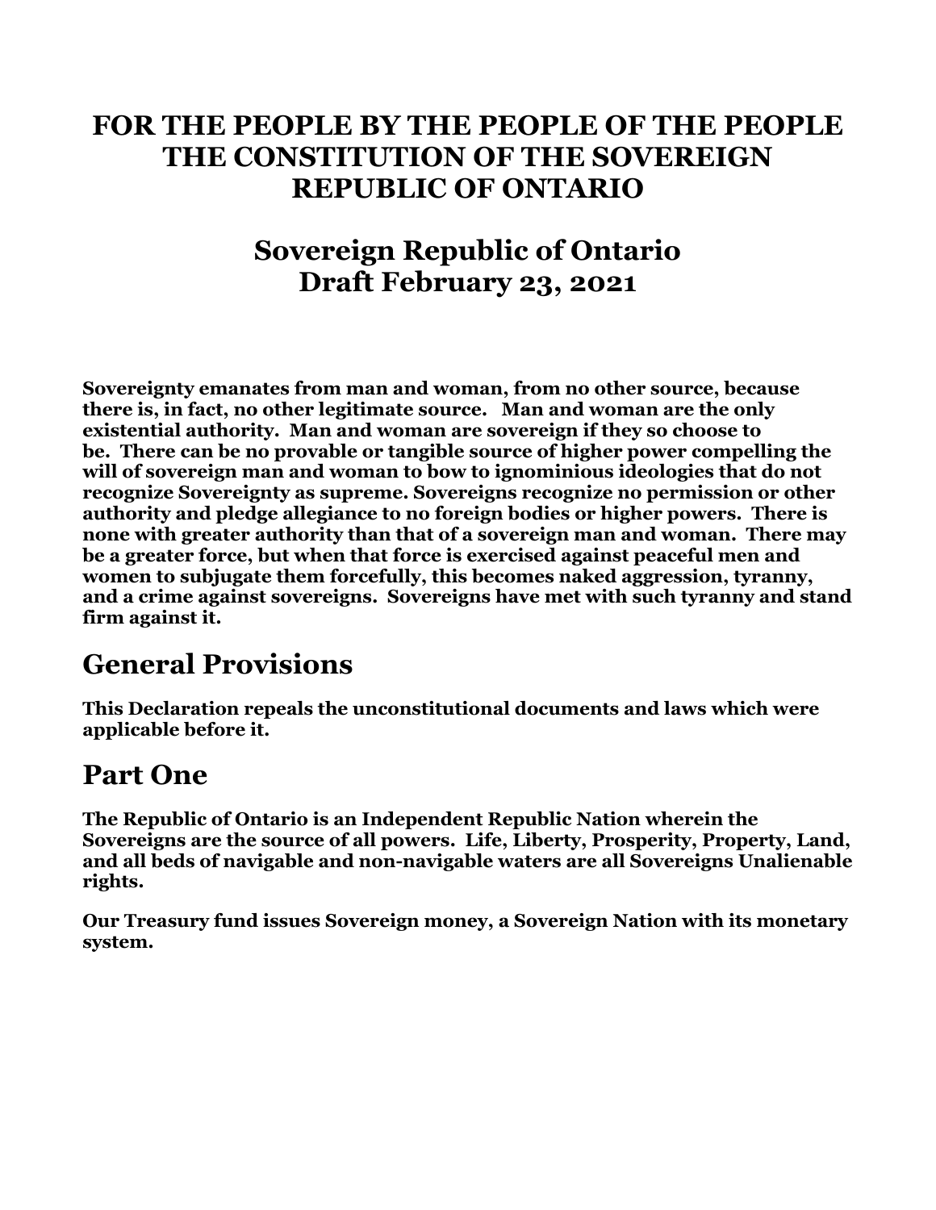# FOR THE PEOPLE BY THE PEOPLE OF THE PEOPLE THE CONSTITUTION OF THE SOVEREIGN REPUBLIC OF ONTARIO

## Sovereign Republic of Ontario
## Draft February 23, 2021

**Sovereignty emanates from man and woman, from no other source, because there is, in fact, no other legitimate source. Man and woman are the only existential authority. Man and woman are sovereign if they so choose to be. There can be no provable or tangible source of higher power compelling the will of sovereign man and woman to bow to ignominious ideologies that do not recognize Sovereignty as supreme. Sovereigns recognize no permission or other authority and pledge allegiance to no foreign bodies or higher powers. There is none with greater authority than that of a sovereign man and woman. There may be a greater force, but when that force is exercised against peaceful men and women to subjugate them forcefully, this becomes naked aggression, tyranny, and a crime against sovereigns. Sovereigns have met with such tyranny and stand firm against it.**

## General Provisions

**This Declaration repeals the unconstitutional documents and laws which were applicable before it.**

## Part One

**The Republic of Ontario is an Independent Republic Nation wherein the Sovereigns are the source of all powers. Life, Liberty, Prosperity, Property, Land, and all beds of navigable and non-navigable waters are all Sovereigns Unalienable rights.**

**Our Treasury fund issues Sovereign money, a Sovereign Nation with its monetary system.**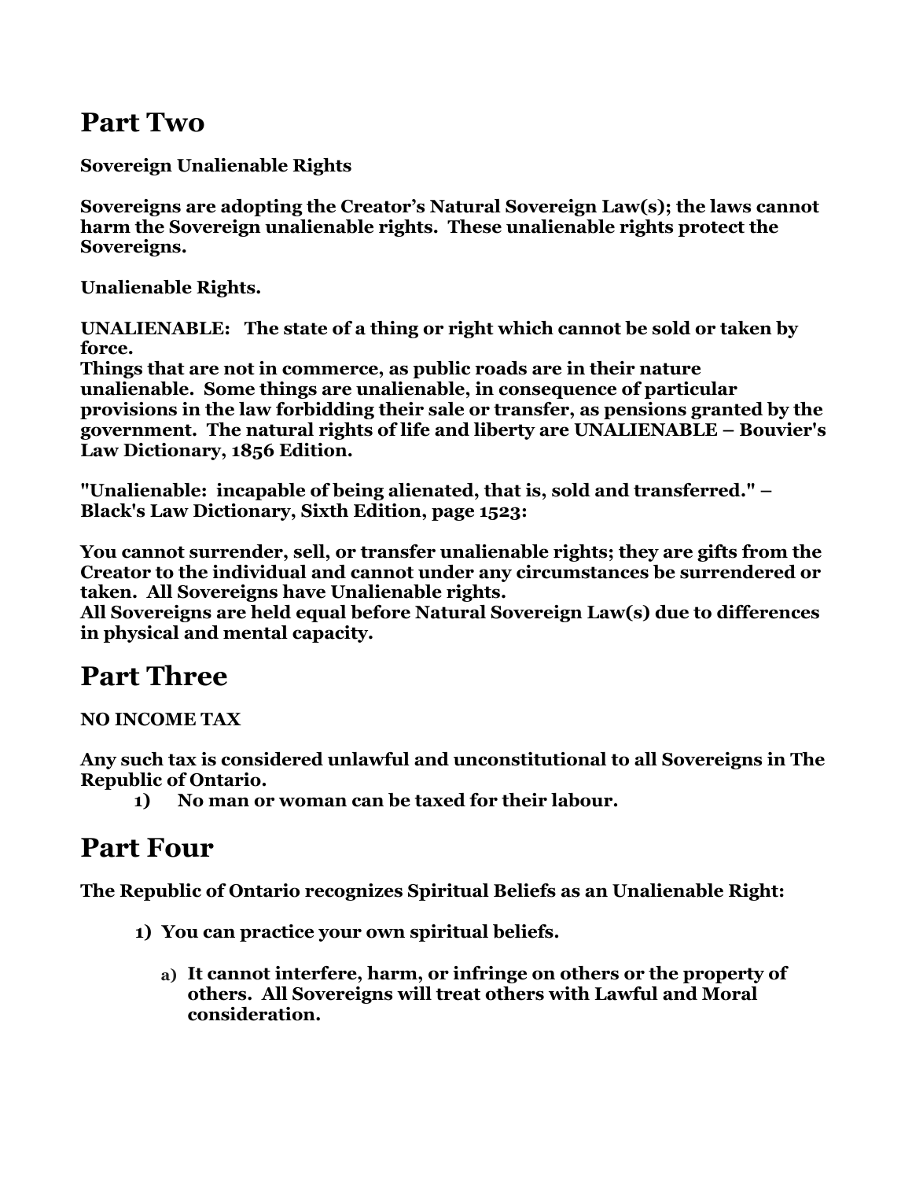# Part Two

**Sovereign Unalienable Rights**

**Sovereigns are adopting the Creator's Natural Sovereign Law(s); the laws cannot harm the Sovereign unalienable rights. These unalienable rights protect the Sovereigns.**

**Unalienable Rights.**

**UNALIENABLE: The state of a thing or right which cannot be sold or taken by force.**
**Things that are not in commerce, as public roads are in their nature unalienable. Some things are unalienable, in consequence of particular provisions in the law forbidding their sale or transfer, as pensions granted by the government. The natural rights of life and liberty are UNALIENABLE – Bouvier's Law Dictionary, 1856 Edition.**

**"Unalienable: incapable of being alienated, that is, sold and transferred." – Black's Law Dictionary, Sixth Edition, page 1523:**

**You cannot surrender, sell, or transfer unalienable rights; they are gifts from the Creator to the individual and cannot under any circumstances be surrendered or taken. All Sovereigns have Unalienable rights.**
**All Sovereigns are held equal before Natural Sovereign Law(s) due to differences in physical and mental capacity.**

# Part Three

**NO INCOME TAX**

**Any such tax is considered unlawful and unconstitutional to all Sovereigns in The Republic of Ontario.**

1. **No man or woman can be taxed for their labour.**

# Part Four

**The Republic of Ontario recognizes Spiritual Beliefs as an Unalienable Right:**

1. **You can practice your own spiritual beliefs.**
   a) **It cannot interfere, harm, or infringe on others or the property of others. All Sovereigns will treat others with Lawful and Moral consideration.**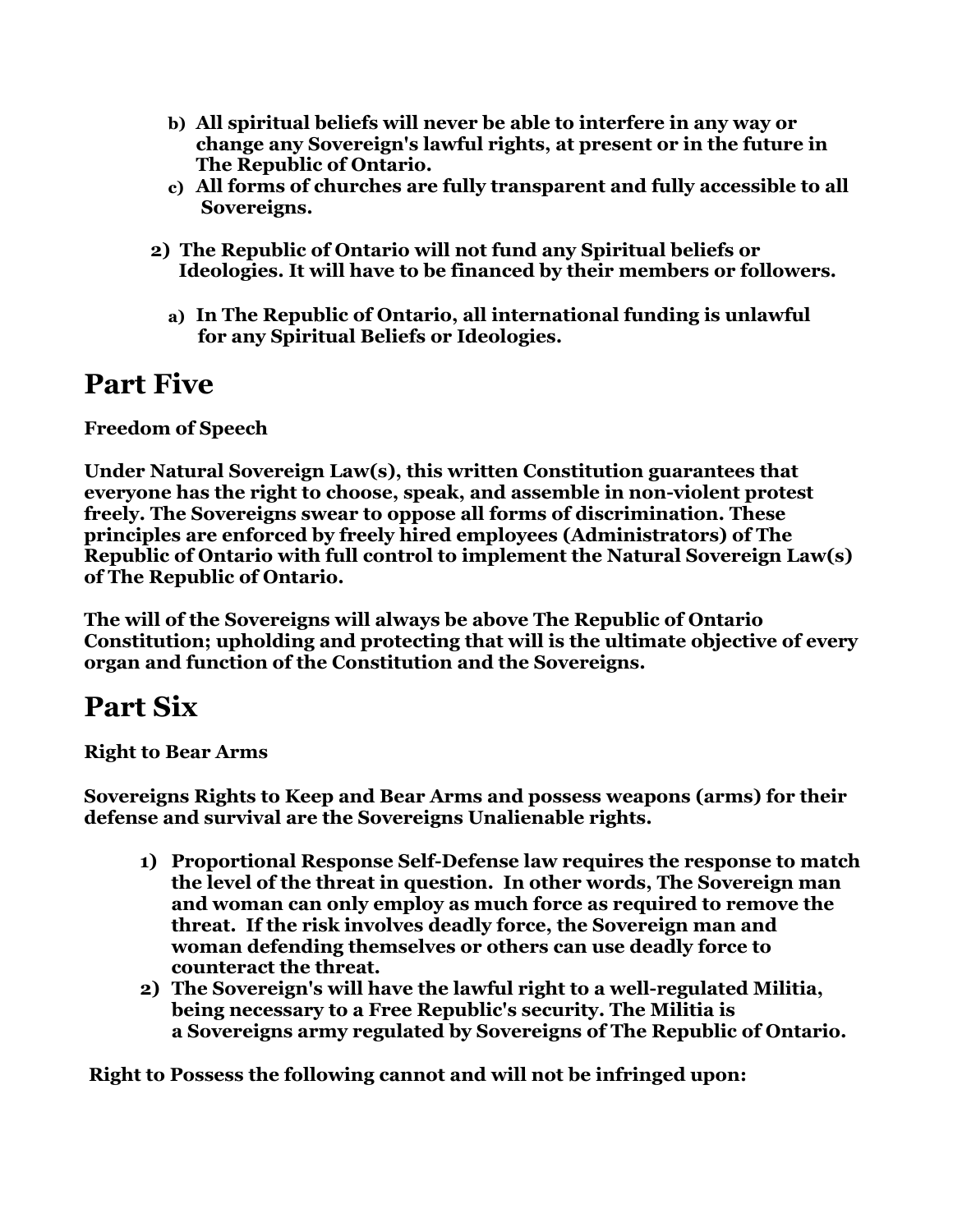b) **All spiritual beliefs will never be able to interfere in any way or change any Sovereign's lawful rights, at present or in the future in The Republic of Ontario.**
   c) **All forms of churches are fully transparent and fully accessible to all Sovereigns.**

2) **The Republic of Ontario will not fund any Spiritual beliefs or Ideologies. It will have to be financed by their members or followers.**

   a) **In The Republic of Ontario, all international funding is unlawful for any Spiritual Beliefs or Ideologies.**

# Part Five

**Freedom of Speech**

**Under Natural Sovereign Law(s), this written Constitution guarantees that everyone has the right to choose, speak, and assemble in non-violent protest freely. The Sovereigns swear to oppose all forms of discrimination. These principles are enforced by freely hired employees (Administrators) of The Republic of Ontario with full control to implement the Natural Sovereign Law(s) of The Republic of Ontario.**

**The will of the Sovereigns will always be above The Republic of Ontario Constitution; upholding and protecting that will is the ultimate objective of every organ and function of the Constitution and the Sovereigns.**

# Part Six

**Right to Bear Arms**

**Sovereigns Rights to Keep and Bear Arms and possess weapons (arms) for their defense and survival are the Sovereigns Unalienable rights.**

1) **Proportional Response Self-Defense law requires the response to match the level of the threat in question. In other words, The Sovereign man and woman can only employ as much force as required to remove the threat. If the risk involves deadly force, the Sovereign man and woman defending themselves or others can use deadly force to counteract the threat.**
2) **The Sovereign's will have the lawful right to a well-regulated Militia, being necessary to a Free Republic's security. The Militia is a Sovereigns army regulated by Sovereigns of The Republic of Ontario.**

**Right to Possess the following cannot and will not be infringed upon:**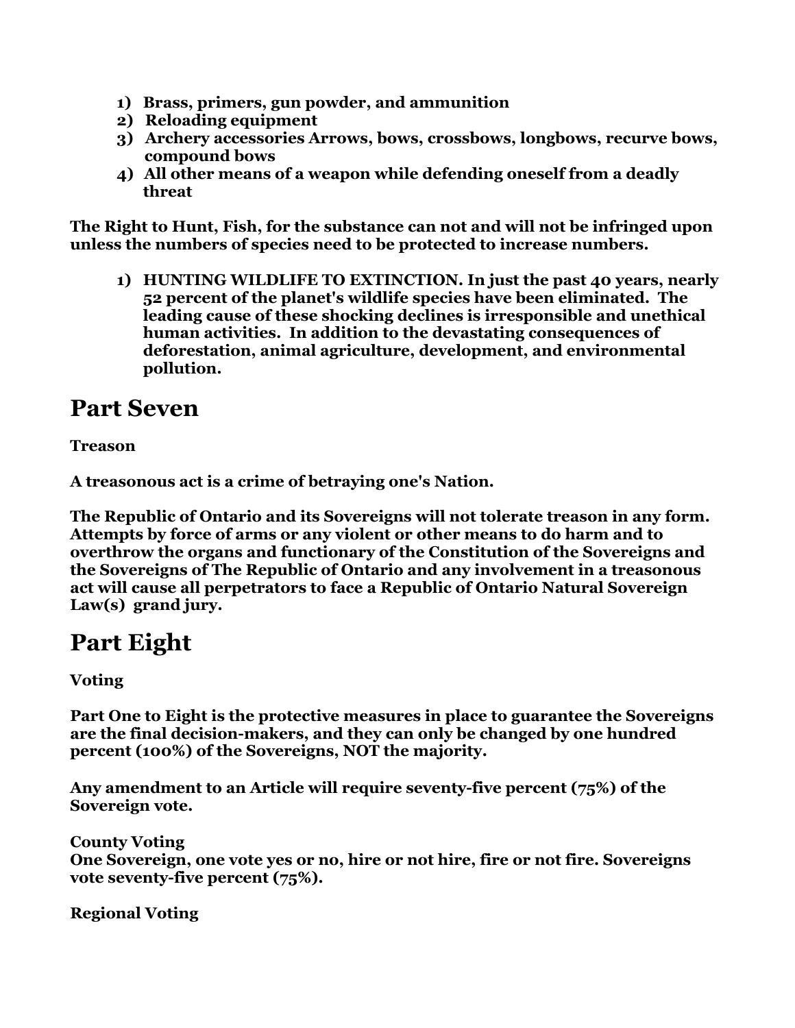1) **Brass, primers, gun powder, and ammunition**
2) **Reloading equipment**
3) **Archery accessories Arrows, bows, crossbows, longbows, recurve bows, compound bows**
4) **All other means of a weapon while defending oneself from a deadly threat**

**The Right to Hunt, Fish, for the substance can not and will not be infringed upon unless the numbers of species need to be protected to increase numbers.**

1) **HUNTING WILDLIFE TO EXTINCTION. In just the past 40 years, nearly 52 percent of the planet's wildlife species have been eliminated. The leading cause of these shocking declines is irresponsible and unethical human activities. In addition to the devastating consequences of deforestation, animal agriculture, development, and environmental pollution.**

# Part Seven

**Treason**

**A treasonous act is a crime of betraying one's Nation.**

**The Republic of Ontario and its Sovereigns will not tolerate treason in any form. Attempts by force of arms or any violent or other means to do harm and to overthrow the organs and functionary of the Constitution of the Sovereigns and the Sovereigns of The Republic of Ontario and any involvement in a treasonous act will cause all perpetrators to face a Republic of Ontario Natural Sovereign Law(s) grand jury.**

# Part Eight

**Voting**

**Part One to Eight is the protective measures in place to guarantee the Sovereigns are the final decision-makers, and they can only be changed by one hundred percent (100%) of the Sovereigns, NOT the majority.**

**Any amendment to an Article will require seventy-five percent (75%) of the Sovereign vote.**

**County Voting**
**One Sovereign, one vote yes or no, hire or not hire, fire or not fire. Sovereigns vote seventy-five percent (75%).**

**Regional Voting**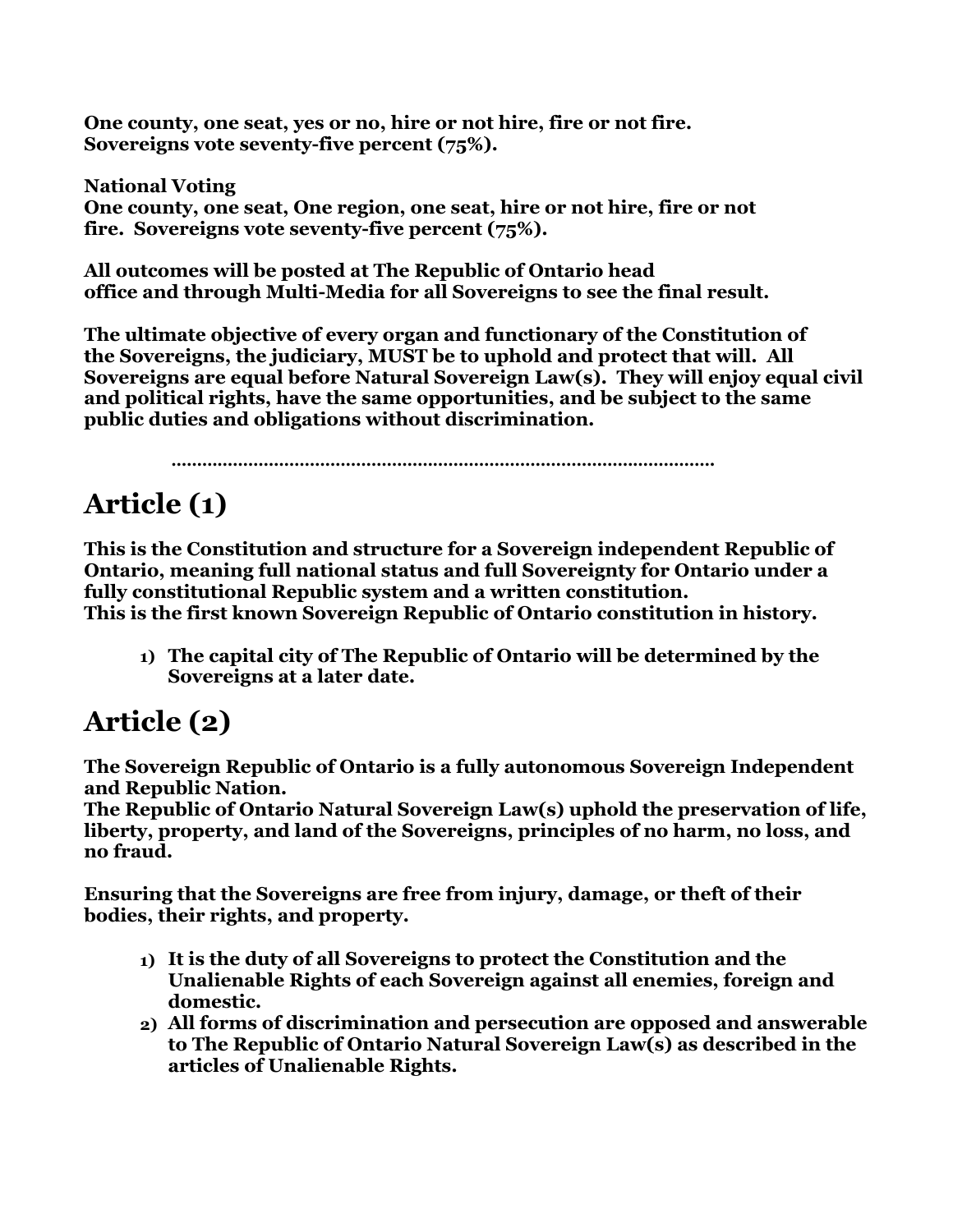**One county, one seat, yes or no, hire or not hire, fire or not fire. Sovereigns vote seventy-five percent (75%).**

**National Voting**
**One county, one seat, One region, one seat, hire or not hire, fire or not fire. Sovereigns vote seventy-five percent (75%).**

**All outcomes will be posted at The Republic of Ontario head office and through Multi-Media for all Sovereigns to see the final result.**

**The ultimate objective of every organ and functionary of the Constitution of the Sovereigns, the judiciary, MUST be to uphold and protect that will. All Sovereigns are equal before Natural Sovereign Law(s). They will enjoy equal civil and political rights, have the same opportunities, and be subject to the same public duties and obligations without discrimination.**

……………………………………………………………………………………

# Article (1)

**This is the Constitution and structure for a Sovereign independent Republic of Ontario, meaning full national status and full Sovereignty for Ontario under a fully constitutional Republic system and a written constitution.**
**This is the first known Sovereign Republic of Ontario constitution in history.**

1) **The capital city of The Republic of Ontario will be determined by the Sovereigns at a later date.**

# Article (2)

**The Sovereign Republic of Ontario is a fully autonomous Sovereign Independent and Republic Nation.**
**The Republic of Ontario Natural Sovereign Law(s) uphold the preservation of life, liberty, property, and land of the Sovereigns, principles of no harm, no loss, and no fraud.**

**Ensuring that the Sovereigns are free from injury, damage, or theft of their bodies, their rights, and property.**

1) **It is the duty of all Sovereigns to protect the Constitution and the Unalienable Rights of each Sovereign against all enemies, foreign and domestic.**
2) **All forms of discrimination and persecution are opposed and answerable to The Republic of Ontario Natural Sovereign Law(s) as described in the articles of Unalienable Rights.**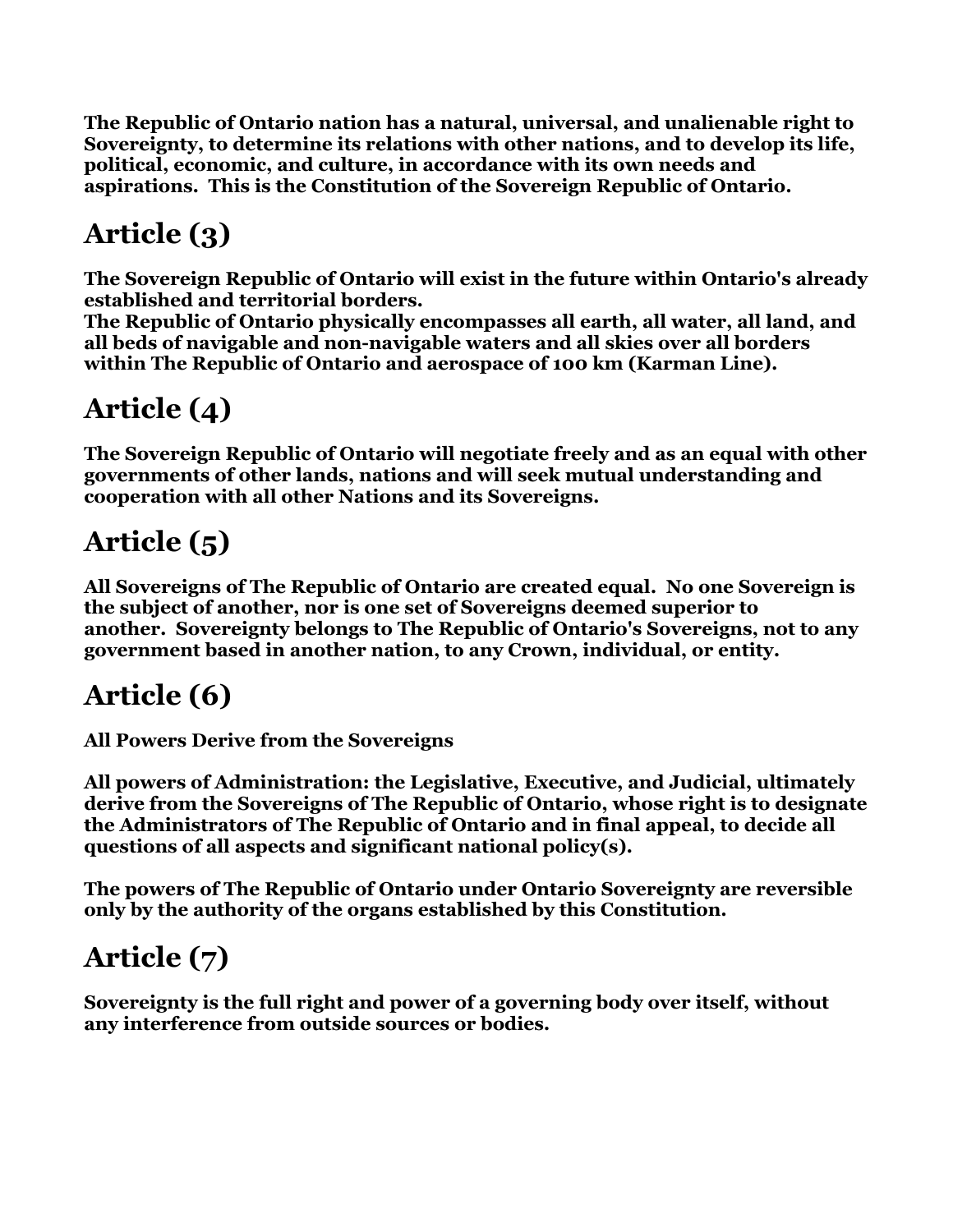**The Republic of Ontario nation has a natural, universal, and unalienable right to Sovereignty, to determine its relations with other nations, and to develop its life, political, economic, and culture, in accordance with its own needs and aspirations. This is the Constitution of the Sovereign Republic of Ontario.**

## Article (3)

**The Sovereign Republic of Ontario will exist in the future within Ontario's already established and territorial borders.**
**The Republic of Ontario physically encompasses all earth, all water, all land, and all beds of navigable and non-navigable waters and all skies over all borders within The Republic of Ontario and aerospace of 100 km (Karman Line).**

## Article (4)

**The Sovereign Republic of Ontario will negotiate freely and as an equal with other governments of other lands, nations and will seek mutual understanding and cooperation with all other Nations and its Sovereigns.**

## Article (5)

**All Sovereigns of The Republic of Ontario are created equal. No one Sovereign is the subject of another, nor is one set of Sovereigns deemed superior to another. Sovereignty belongs to The Republic of Ontario's Sovereigns, not to any government based in another nation, to any Crown, individual, or entity.**

## Article (6)

**All Powers Derive from the Sovereigns**

**All powers of Administration: the Legislative, Executive, and Judicial, ultimately derive from the Sovereigns of The Republic of Ontario, whose right is to designate the Administrators of The Republic of Ontario and in final appeal, to decide all questions of all aspects and significant national policy(s).**

**The powers of The Republic of Ontario under Ontario Sovereignty are reversible only by the authority of the organs established by this Constitution.**

## Article (7)

**Sovereignty is the full right and power of a governing body over itself, without any interference from outside sources or bodies.**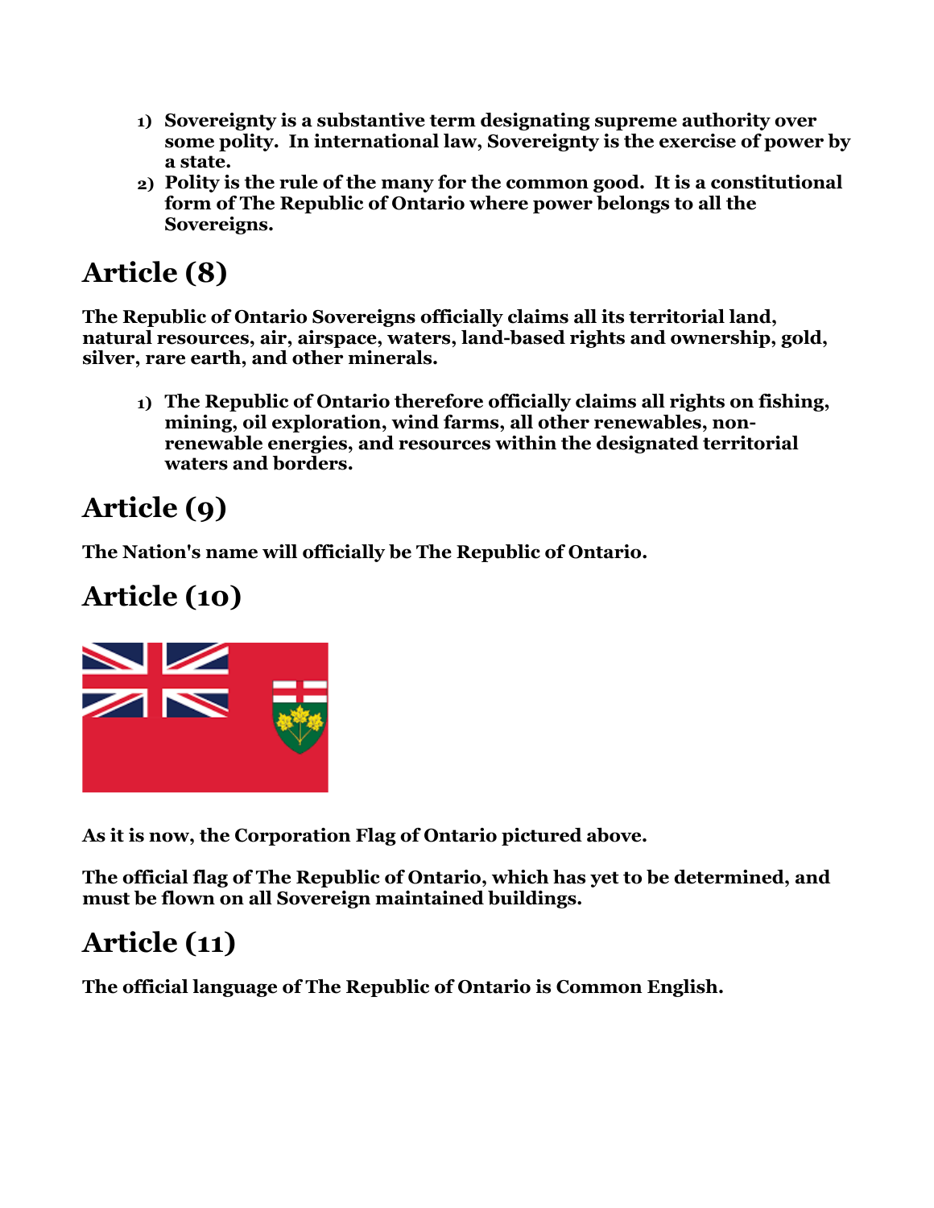1) **Sovereignty is a substantive term designating supreme authority over some polity. In international law, Sovereignty is the exercise of power by a state.**
2) **Polity is the rule of the many for the common good. It is a constitutional form of The Republic of Ontario where power belongs to all the Sovereigns.**

## Article (8)

**The Republic of Ontario Sovereigns officially claims all its territorial land, natural resources, air, airspace, waters, land-based rights and ownership, gold, silver, rare earth, and other minerals.**

1) **The Republic of Ontario therefore officially claims all rights on fishing, mining, oil exploration, wind farms, all other renewables, non-renewable energies, and resources within the designated territorial waters and borders.**

## Article (9)

**The Nation's name will officially be The Republic of Ontario.**

## Article (10)

**As it is now, the Corporation Flag of Ontario pictured above.**

**The official flag of The Republic of Ontario, which has yet to be determined, and must be flown on all Sovereign maintained buildings.**

## Article (11)

**The official language of The Republic of Ontario is Common English.**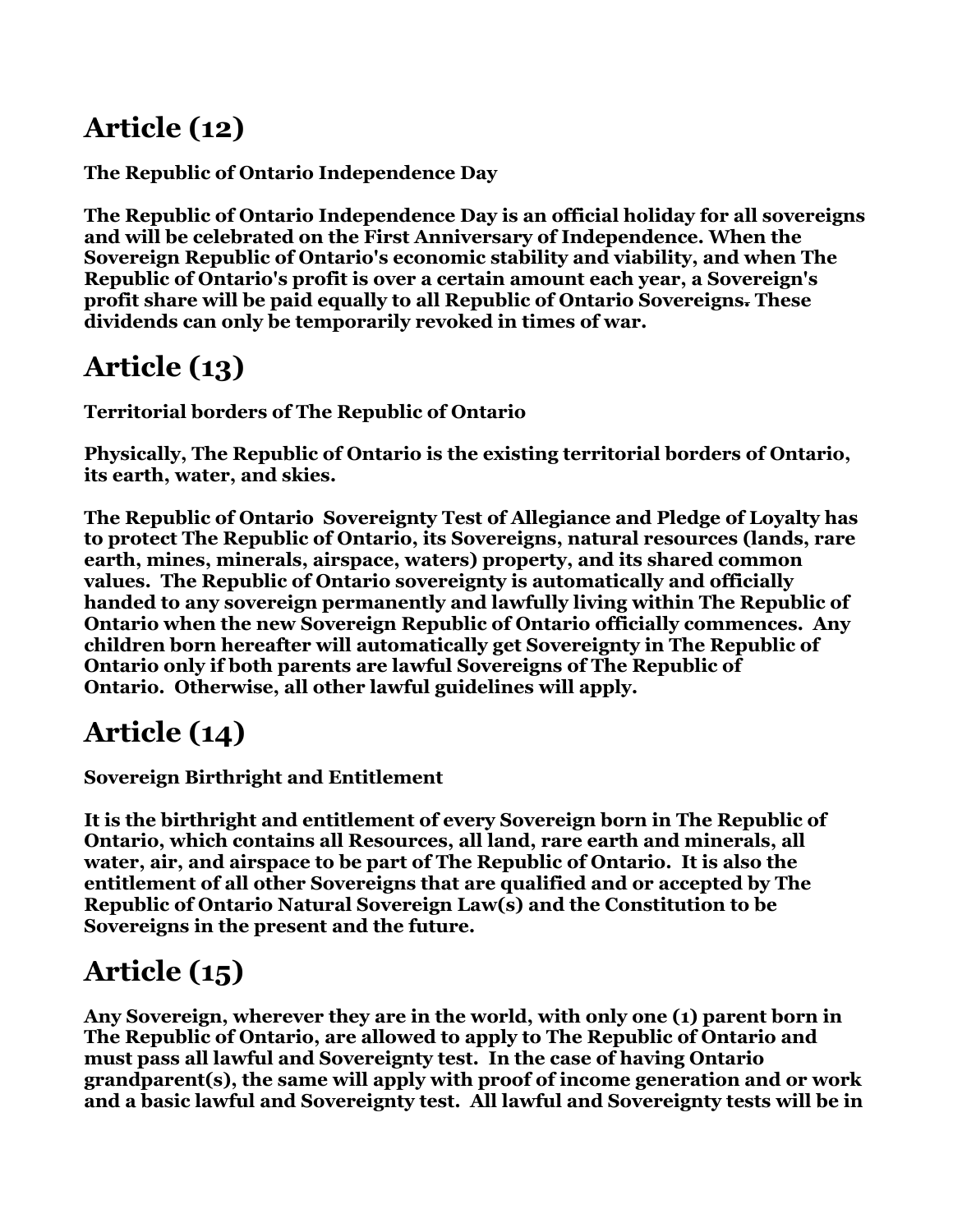## Article (12)

**The Republic of Ontario Independence Day**

**The Republic of Ontario Independence Day is an official holiday for all sovereigns and will be celebrated on the First Anniversary of Independence. When the Sovereign Republic of Ontario's economic stability and viability, and when The Republic of Ontario's profit is over a certain amount each year, a Sovereign's profit share will be paid equally to all Republic of Ontario Sovereigns. These dividends can only be temporarily revoked in times of war.**

## Article (13)

**Territorial borders of The Republic of Ontario**

**Physically, The Republic of Ontario is the existing territorial borders of Ontario, its earth, water, and skies.**

**The Republic of Ontario Sovereignty Test of Allegiance and Pledge of Loyalty has to protect The Republic of Ontario, its Sovereigns, natural resources (lands, rare earth, mines, minerals, airspace, waters) property, and its shared common values. The Republic of Ontario sovereignty is automatically and officially handed to any sovereign permanently and lawfully living within The Republic of Ontario when the new Sovereign Republic of Ontario officially commences. Any children born hereafter will automatically get Sovereignty in The Republic of Ontario only if both parents are lawful Sovereigns of The Republic of Ontario. Otherwise, all other lawful guidelines will apply.**

## Article (14)

**Sovereign Birthright and Entitlement**

**It is the birthright and entitlement of every Sovereign born in The Republic of Ontario, which contains all Resources, all land, rare earth and minerals, all water, air, and airspace to be part of The Republic of Ontario. It is also the entitlement of all other Sovereigns that are qualified and or accepted by The Republic of Ontario Natural Sovereign Law(s) and the Constitution to be Sovereigns in the present and the future.**

## Article (15)

**Any Sovereign, wherever they are in the world, with only one (1) parent born in The Republic of Ontario, are allowed to apply to The Republic of Ontario and must pass all lawful and Sovereignty test. In the case of having Ontario grandparent(s), the same will apply with proof of income generation and or work and a basic lawful and Sovereignty test. All lawful and Sovereignty tests will be in**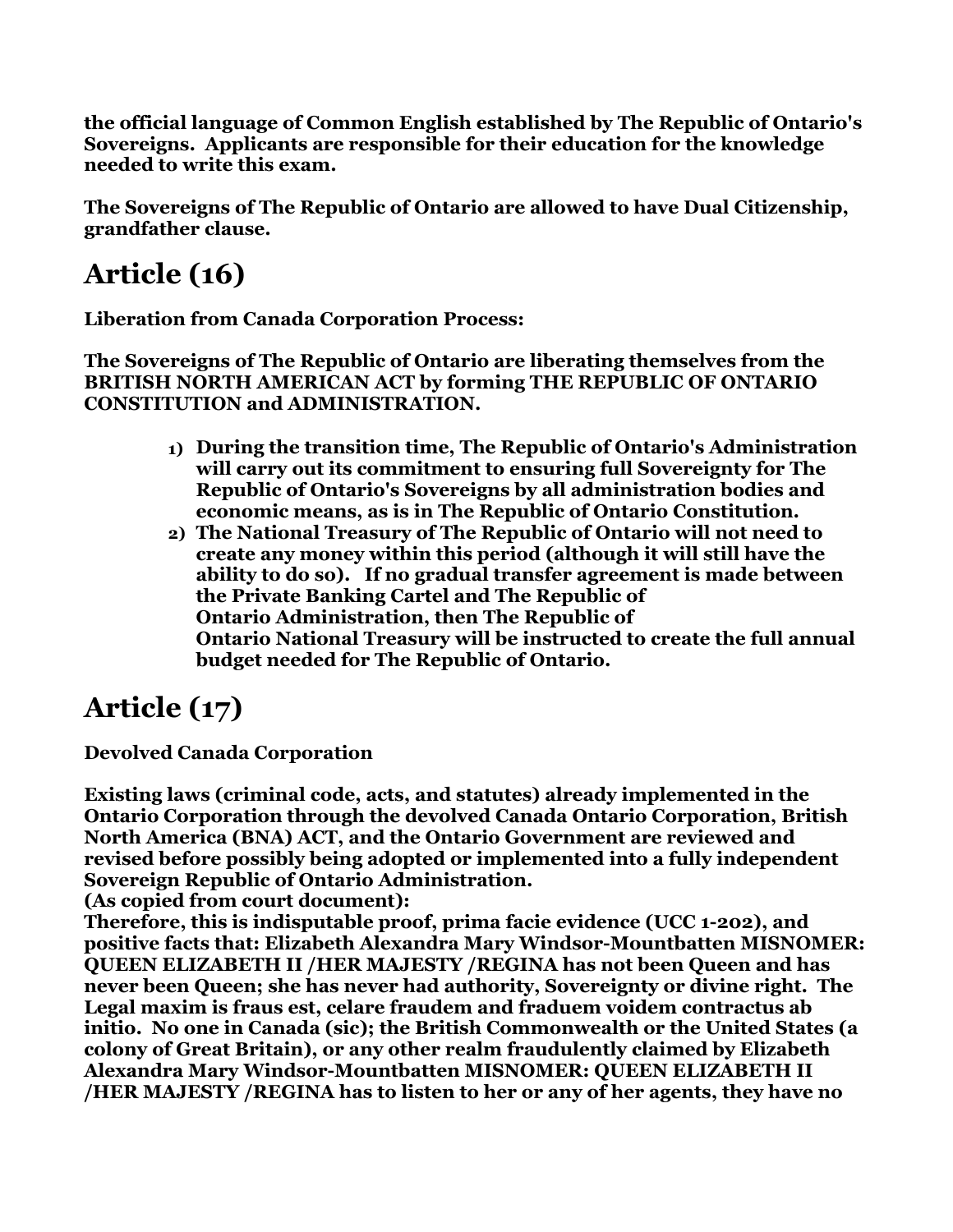**the official language of Common English established by The Republic of Ontario's Sovereigns. Applicants are responsible for their education for the knowledge needed to write this exam.**

**The Sovereigns of The Republic of Ontario are allowed to have Dual Citizenship, grandfather clause.**

# Article (16)

**Liberation from Canada Corporation Process:**

**The Sovereigns of The Republic of Ontario are liberating themselves from the BRITISH NORTH AMERICAN ACT by forming THE REPUBLIC OF ONTARIO CONSTITUTION and ADMINISTRATION.**

1) **During the transition time, The Republic of Ontario's Administration will carry out its commitment to ensuring full Sovereignty for The Republic of Ontario's Sovereigns by all administration bodies and economic means, as is in The Republic of Ontario Constitution.**
2) **The National Treasury of The Republic of Ontario will not need to create any money within this period (although it will still have the ability to do so). If no gradual transfer agreement is made between the Private Banking Cartel and The Republic of Ontario Administration, then The Republic of Ontario National Treasury will be instructed to create the full annual budget needed for The Republic of Ontario.**

# Article (17)

**Devolved Canada Corporation**

**Existing laws (criminal code, acts, and statutes) already implemented in the Ontario Corporation through the devolved Canada Ontario Corporation, British North America (BNA) ACT, and the Ontario Government are reviewed and revised before possibly being adopted or implemented into a fully independent Sovereign Republic of Ontario Administration.**
**(As copied from court document):**
**Therefore, this is indisputable proof, prima facie evidence (UCC 1-202), and positive facts that: Elizabeth Alexandra Mary Windsor-Mountbatten MISNOMER: QUEEN ELIZABETH II /HER MAJESTY /REGINA has not been Queen and has never been Queen; she has never had authority, Sovereignty or divine right. The Legal maxim is fraus est, celare fraudem and fraduem voidem contractus ab initio. No one in Canada (sic); the British Commonwealth or the United States (a colony of Great Britain), or any other realm fraudulently claimed by Elizabeth Alexandra Mary Windsor-Mountbatten MISNOMER: QUEEN ELIZABETH II /HER MAJESTY /REGINA has to listen to her or any of her agents, they have no**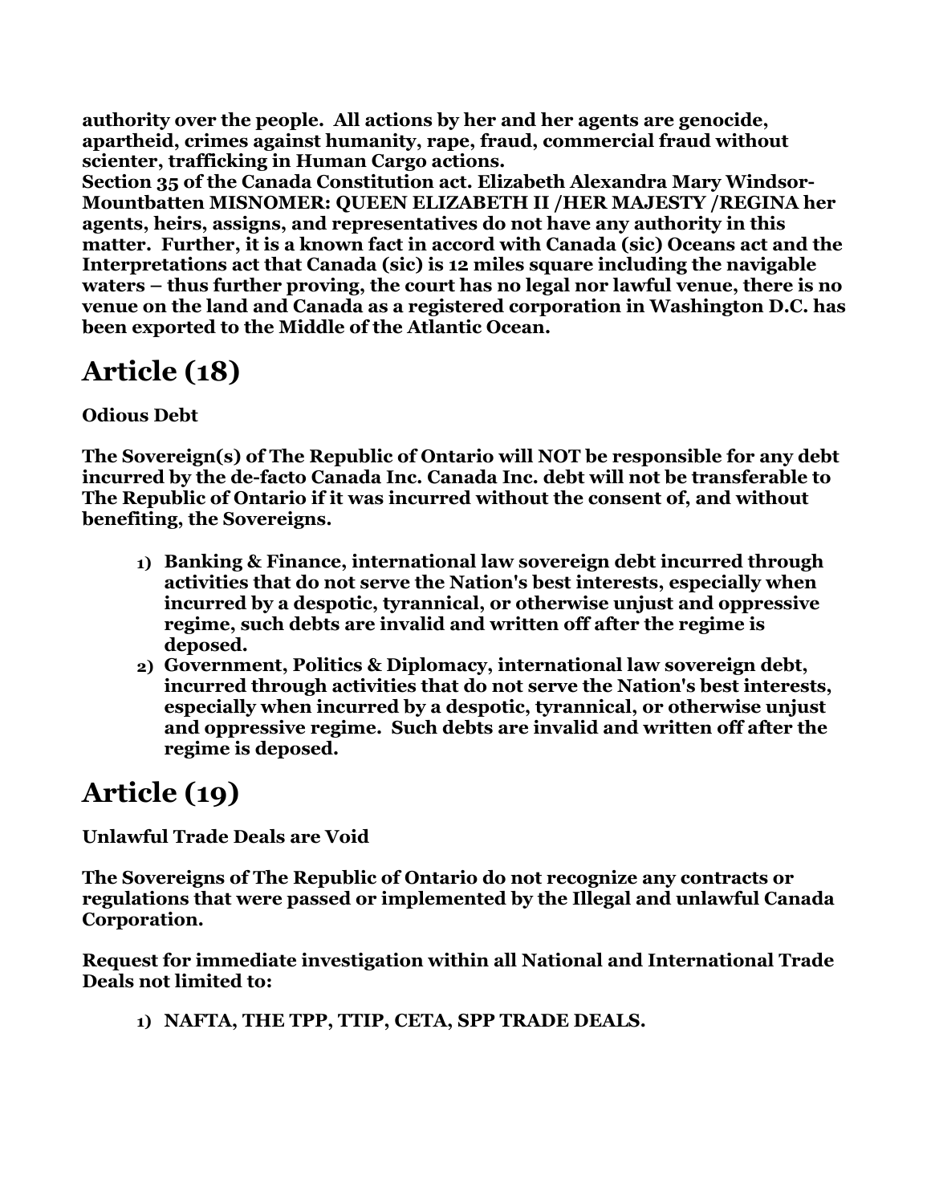**authority over the people. All actions by her and her agents are genocide, apartheid, crimes against humanity, rape, fraud, commercial fraud without scienter, trafficking in Human Cargo actions.**
**Section 35 of the Canada Constitution act. Elizabeth Alexandra Mary Windsor-Mountbatten MISNOMER: QUEEN ELIZABETH II /HER MAJESTY /REGINA her agents, heirs, assigns, and representatives do not have any authority in this matter. Further, it is a known fact in accord with Canada (sic) Oceans act and the Interpretations act that Canada (sic) is 12 miles square including the navigable waters – thus further proving, the court has no legal nor lawful venue, there is no venue on the land and Canada as a registered corporation in Washington D.C. has been exported to the Middle of the Atlantic Ocean.**

# Article (18)

**Odious Debt**

**The Sovereign(s) of The Republic of Ontario will NOT be responsible for any debt incurred by the de-facto Canada Inc. Canada Inc. debt will not be transferable to The Republic of Ontario if it was incurred without the consent of, and without benefiting, the Sovereigns.**

1) **Banking & Finance, international law sovereign debt incurred through activities that do not serve the Nation's best interests, especially when incurred by a despotic, tyrannical, or otherwise unjust and oppressive regime, such debts are invalid and written off after the regime is deposed.**
2) **Government, Politics & Diplomacy, international law sovereign debt, incurred through activities that do not serve the Nation's best interests, especially when incurred by a despotic, tyrannical, or otherwise unjust and oppressive regime. Such debts are invalid and written off after the regime is deposed.**

# Article (19)

**Unlawful Trade Deals are Void**

**The Sovereigns of The Republic of Ontario do not recognize any contracts or regulations that were passed or implemented by the Illegal and unlawful Canada Corporation.**

**Request for immediate investigation within all National and International Trade Deals not limited to:**

1) **NAFTA, THE TPP, TTIP, CETA, SPP TRADE DEALS.**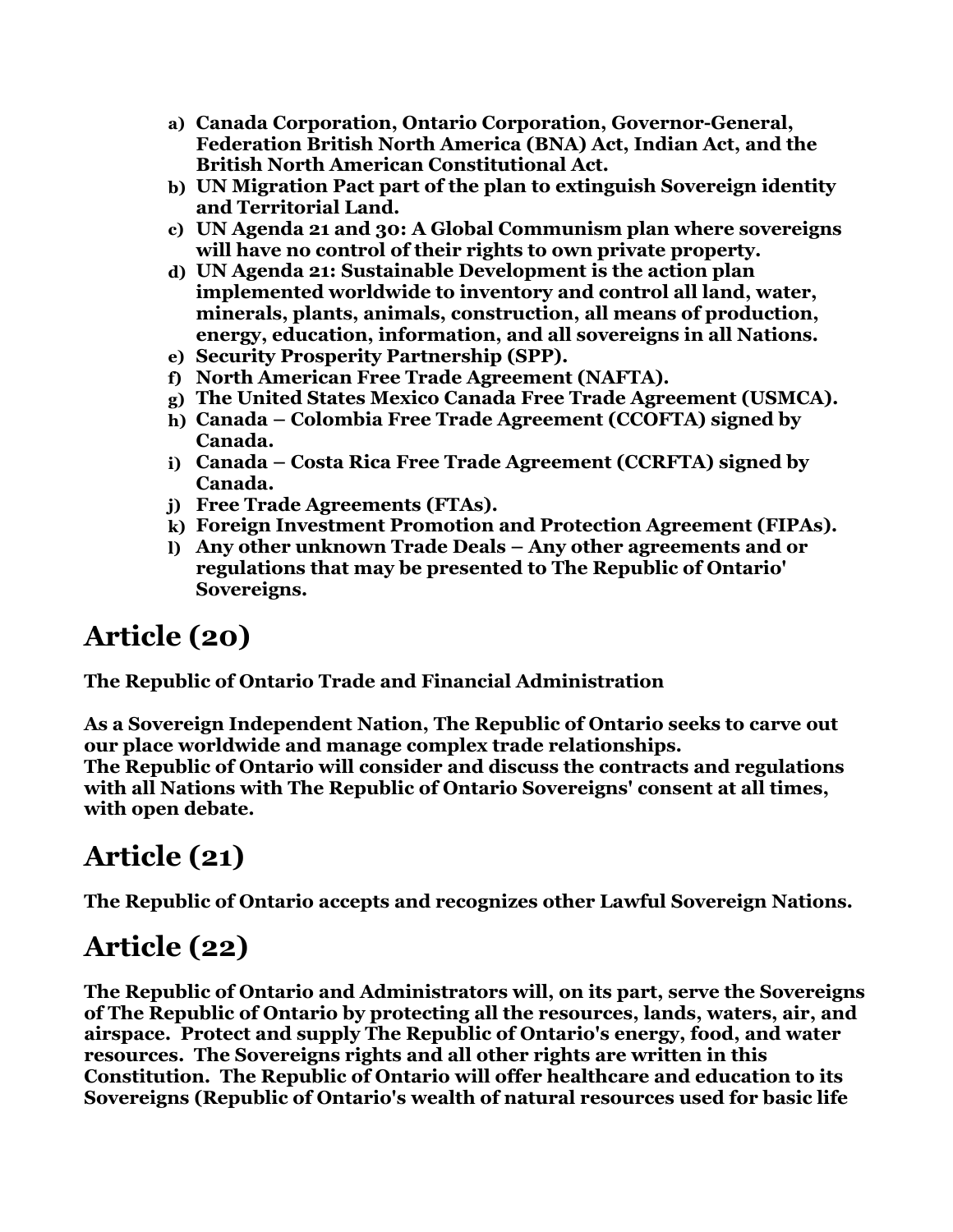a) **Canada Corporation, Ontario Corporation, Governor-General, Federation British North America (BNA) Act, Indian Act, and the British North American Constitutional Act.**
b) **UN Migration Pact part of the plan to extinguish Sovereign identity and Territorial Land.**
c) **UN Agenda 21 and 30: A Global Communism plan where sovereigns will have no control of their rights to own private property.**
d) **UN Agenda 21: Sustainable Development is the action plan implemented worldwide to inventory and control all land, water, minerals, plants, animals, construction, all means of production, energy, education, information, and all sovereigns in all Nations.**
e) **Security Prosperity Partnership (SPP).**
f) **North American Free Trade Agreement (NAFTA).**
g) **The United States Mexico Canada Free Trade Agreement (USMCA).**
h) **Canada – Colombia Free Trade Agreement (CCOFTA) signed by Canada.**
i) **Canada – Costa Rica Free Trade Agreement (CCRFTA) signed by Canada.**
j) **Free Trade Agreements (FTAs).**
k) **Foreign Investment Promotion and Protection Agreement (FIPAs).**
l) **Any other unknown Trade Deals – Any other agreements and or regulations that may be presented to The Republic of Ontario' Sovereigns.**

# Article (20)

**The Republic of Ontario Trade and Financial Administration**

**As a Sovereign Independent Nation, The Republic of Ontario seeks to carve out our place worldwide and manage complex trade relationships.**
**The Republic of Ontario will consider and discuss the contracts and regulations with all Nations with The Republic of Ontario Sovereigns' consent at all times, with open debate.**

# Article (21)

**The Republic of Ontario accepts and recognizes other Lawful Sovereign Nations.**

# Article (22)

**The Republic of Ontario and Administrators will, on its part, serve the Sovereigns of The Republic of Ontario by protecting all the resources, lands, waters, air, and airspace. Protect and supply The Republic of Ontario's energy, food, and water resources. The Sovereigns rights and all other rights are written in this Constitution. The Republic of Ontario will offer healthcare and education to its Sovereigns (Republic of Ontario's wealth of natural resources used for basic life**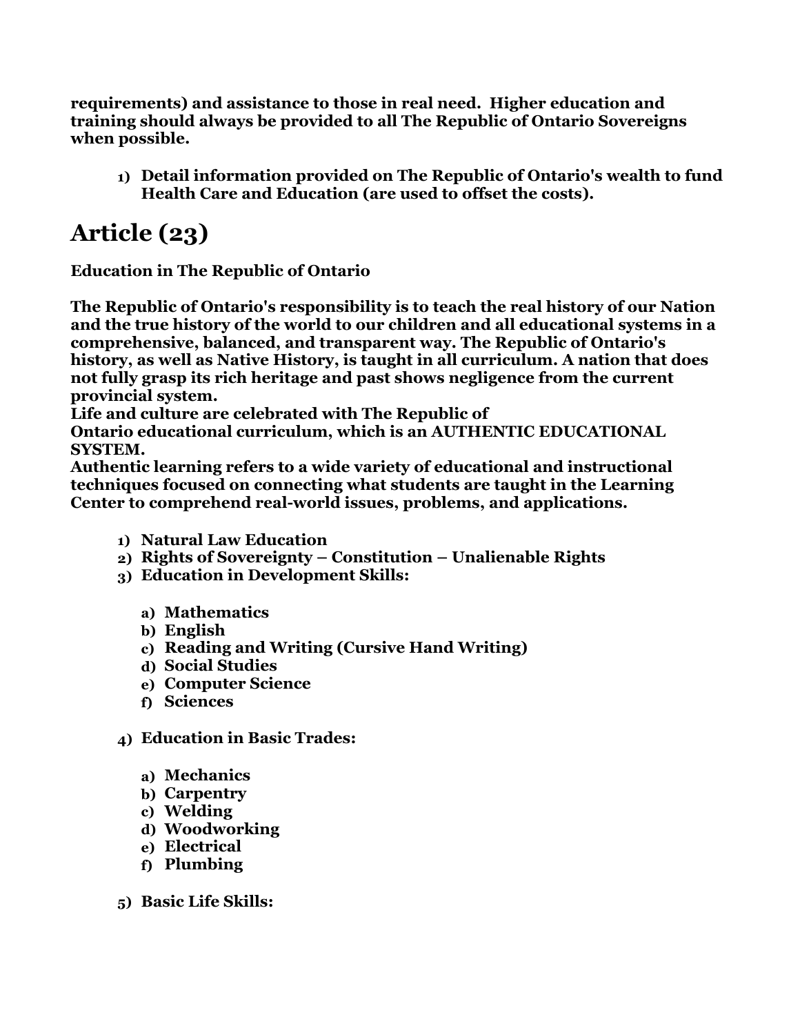**requirements) and assistance to those in real need. Higher education and training should always be provided to all The Republic of Ontario Sovereigns when possible.**

1) **Detail information provided on The Republic of Ontario's wealth to fund Health Care and Education (are used to offset the costs).**

# Article (23)

**Education in The Republic of Ontario**

**The Republic of Ontario's responsibility is to teach the real history of our Nation and the true history of the world to our children and all educational systems in a comprehensive, balanced, and transparent way. The Republic of Ontario's history, as well as Native History, is taught in all curriculum. A nation that does not fully grasp its rich heritage and past shows negligence from the current provincial system.**
**Life and culture are celebrated with The Republic of Ontario educational curriculum, which is an AUTHENTIC EDUCATIONAL SYSTEM.**
**Authentic learning refers to a wide variety of educational and instructional techniques focused on connecting what students are taught in the Learning Center to comprehend real-world issues, problems, and applications.**

1) **Natural Law Education**
2) **Rights of Sovereignty – Constitution – Unalienable Rights**
3) **Education in Development Skills:**

   a) **Mathematics**
   b) **English**
   c) **Reading and Writing (Cursive Hand Writing)**
   d) **Social Studies**
   e) **Computer Science**
   f) **Sciences**

4) **Education in Basic Trades:**

   a) **Mechanics**
   b) **Carpentry**
   c) **Welding**
   d) **Woodworking**
   e) **Electrical**
   f) **Plumbing**

5) **Basic Life Skills:**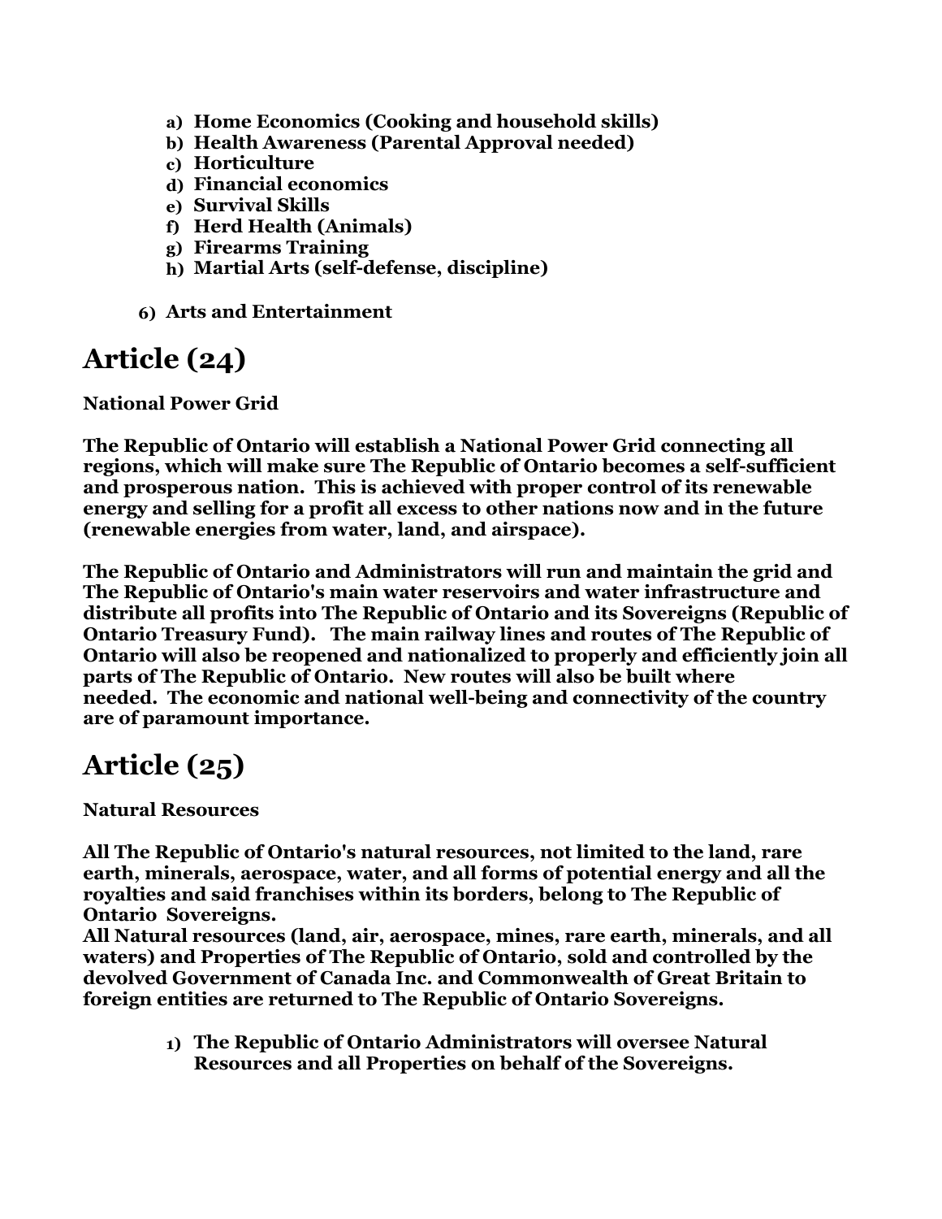a) **Home Economics (Cooking and household skills)**
b) **Health Awareness (Parental Approval needed)**
c) **Horticulture**
d) **Financial economics**
e) **Survival Skills**
f) **Herd Health (Animals)**
g) **Firearms Training**
h) **Martial Arts (self-defense, discipline)**

6) **Arts and Entertainment**

# Article (24)

**National Power Grid**

**The Republic of Ontario will establish a National Power Grid connecting all regions, which will make sure The Republic of Ontario becomes a self-sufficient and prosperous nation. This is achieved with proper control of its renewable energy and selling for a profit all excess to other nations now and in the future (renewable energies from water, land, and airspace).**

**The Republic of Ontario and Administrators will run and maintain the grid and The Republic of Ontario's main water reservoirs and water infrastructure and distribute all profits into The Republic of Ontario and its Sovereigns (Republic of Ontario Treasury Fund). The main railway lines and routes of The Republic of Ontario will also be reopened and nationalized to properly and efficiently join all parts of The Republic of Ontario. New routes will also be built where needed. The economic and national well-being and connectivity of the country are of paramount importance.**

# Article (25)

**Natural Resources**

**All The Republic of Ontario's natural resources, not limited to the land, rare earth, minerals, aerospace, water, and all forms of potential energy and all the royalties and said franchises within its borders, belong to The Republic of Ontario Sovereigns.**
**All Natural resources (land, air, aerospace, mines, rare earth, minerals, and all waters) and Properties of The Republic of Ontario, sold and controlled by the devolved Government of Canada Inc. and Commonwealth of Great Britain to foreign entities are returned to The Republic of Ontario Sovereigns.**

1) **The Republic of Ontario Administrators will oversee Natural Resources and all Properties on behalf of the Sovereigns.**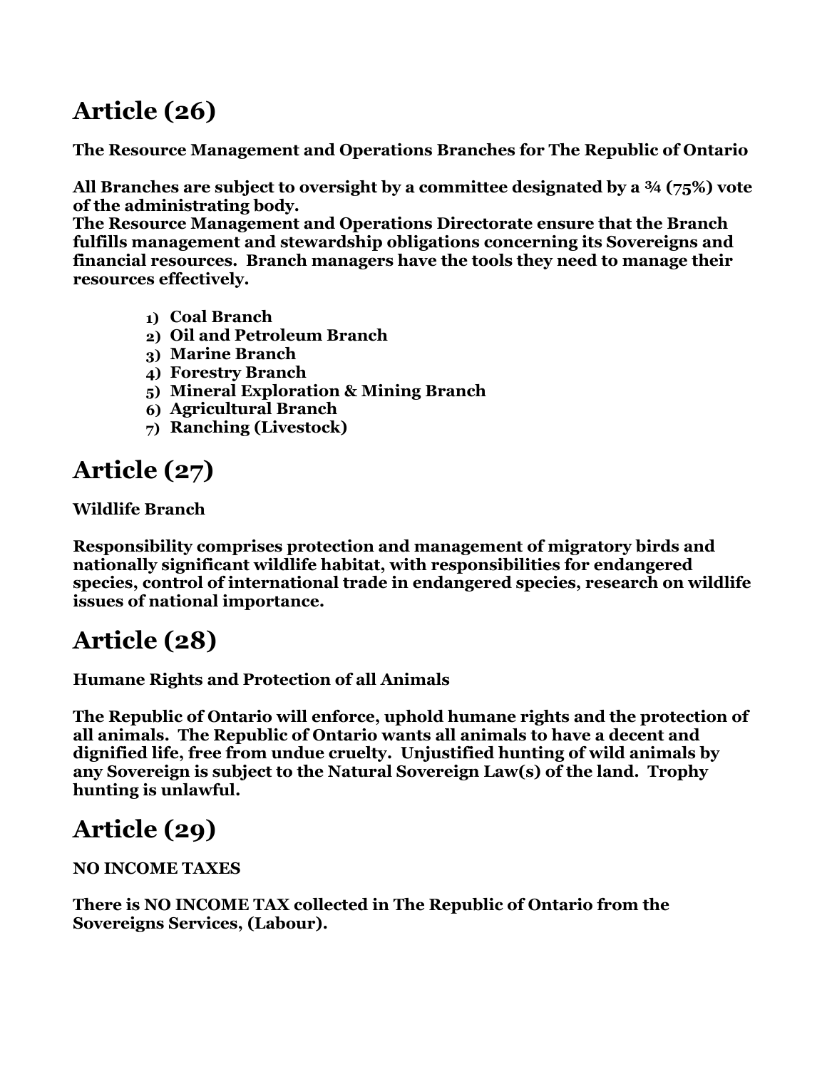# Article (26)

**The Resource Management and Operations Branches for The Republic of Ontario**

**All Branches are subject to oversight by a committee designated by a ¾ (75%) vote of the administrating body.**
**The Resource Management and Operations Directorate ensure that the Branch fulfills management and stewardship obligations concerning its Sovereigns and financial resources. Branch managers have the tools they need to manage their resources effectively.**

1) **Coal Branch**
2) **Oil and Petroleum Branch**
3) **Marine Branch**
4) **Forestry Branch**
5) **Mineral Exploration & Mining Branch**
6) **Agricultural Branch**
7) **Ranching (Livestock)**

# Article (27)

**Wildlife Branch**

**Responsibility comprises protection and management of migratory birds and nationally significant wildlife habitat, with responsibilities for endangered species, control of international trade in endangered species, research on wildlife issues of national importance.**

# Article (28)

**Humane Rights and Protection of all Animals**

**The Republic of Ontario will enforce, uphold humane rights and the protection of all animals. The Republic of Ontario wants all animals to have a decent and dignified life, free from undue cruelty. Unjustified hunting of wild animals by any Sovereign is subject to the Natural Sovereign Law(s) of the land. Trophy hunting is unlawful.**

# Article (29)

**NO INCOME TAXES**

**There is NO INCOME TAX collected in The Republic of Ontario from the Sovereigns Services, (Labour).**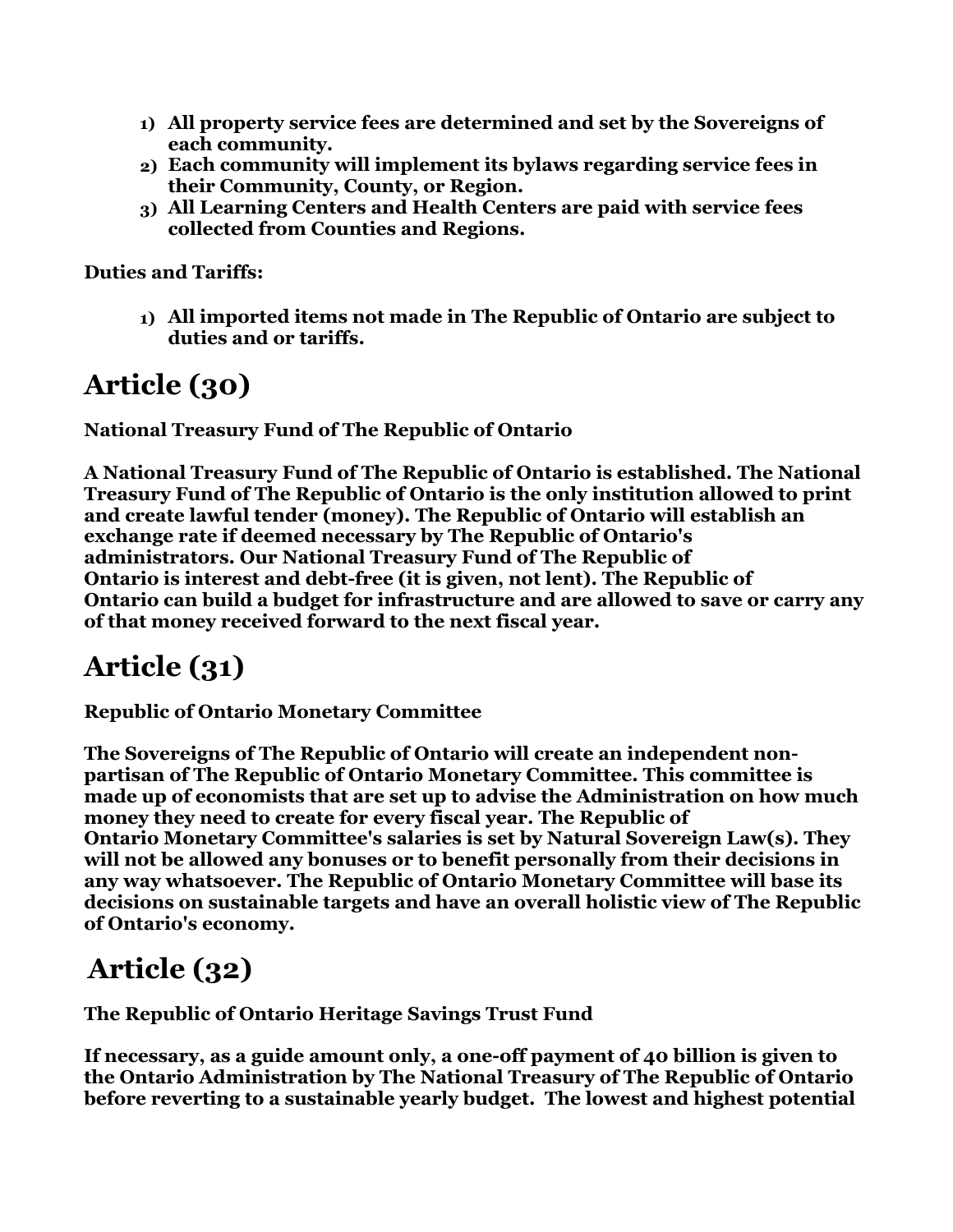1) **All property service fees are determined and set by the Sovereigns of each community.**
2) **Each community will implement its bylaws regarding service fees in their Community, County, or Region.**
3) **All Learning Centers and Health Centers are paid with service fees collected from Counties and Regions.**

**Duties and Tariffs:**

1) **All imported items not made in The Republic of Ontario are subject to duties and or tariffs.**

# Article (30)

**National Treasury Fund of The Republic of Ontario**

**A National Treasury Fund of The Republic of Ontario is established. The National Treasury Fund of The Republic of Ontario is the only institution allowed to print and create lawful tender (money). The Republic of Ontario will establish an exchange rate if deemed necessary by The Republic of Ontario's administrators. Our National Treasury Fund of The Republic of Ontario is interest and debt-free (it is given, not lent). The Republic of Ontario can build a budget for infrastructure and are allowed to save or carry any of that money received forward to the next fiscal year.**

# Article (31)

**Republic of Ontario Monetary Committee**

**The Sovereigns of The Republic of Ontario will create an independent non-partisan of The Republic of Ontario Monetary Committee. This committee is made up of economists that are set up to advise the Administration on how much money they need to create for every fiscal year. The Republic of Ontario Monetary Committee's salaries is set by Natural Sovereign Law(s). They will not be allowed any bonuses or to benefit personally from their decisions in any way whatsoever. The Republic of Ontario Monetary Committee will base its decisions on sustainable targets and have an overall holistic view of The Republic of Ontario's economy.**

# Article (32)

**The Republic of Ontario Heritage Savings Trust Fund**

**If necessary, as a guide amount only, a one-off payment of 40 billion is given to the Ontario Administration by The National Treasury of The Republic of Ontario before reverting to a sustainable yearly budget. The lowest and highest potential**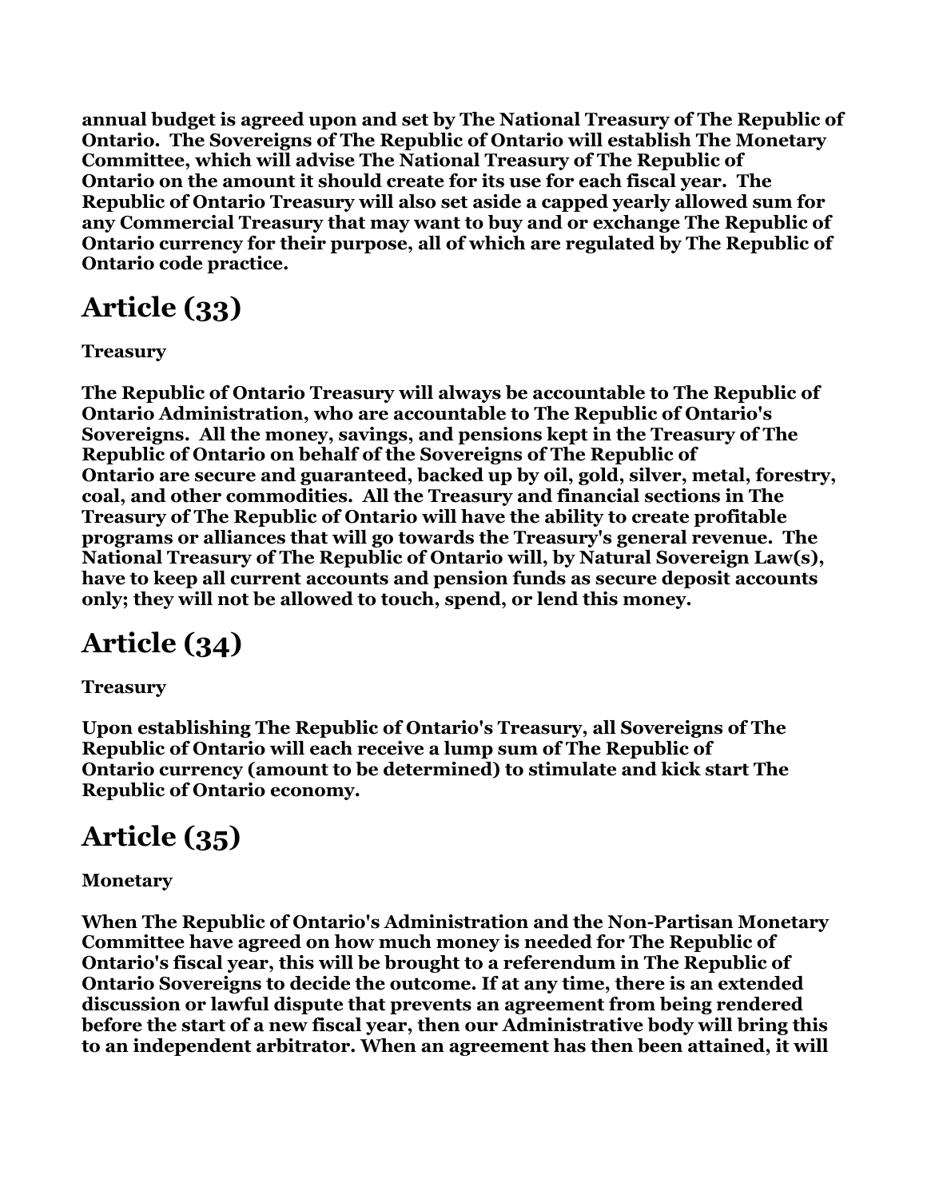**annual budget is agreed upon and set by The National Treasury of The Republic of Ontario. The Sovereigns of The Republic of Ontario will establish The Monetary Committee, which will advise The National Treasury of The Republic of Ontario on the amount it should create for its use for each fiscal year. The Republic of Ontario Treasury will also set aside a capped yearly allowed sum for any Commercial Treasury that may want to buy and or exchange The Republic of Ontario currency for their purpose, all of which are regulated by The Republic of Ontario code practice.**

# Article (33)

**Treasury**

**The Republic of Ontario Treasury will always be accountable to The Republic of Ontario Administration, who are accountable to The Republic of Ontario's Sovereigns. All the money, savings, and pensions kept in the Treasury of The Republic of Ontario on behalf of the Sovereigns of The Republic of Ontario are secure and guaranteed, backed up by oil, gold, silver, metal, forestry, coal, and other commodities. All the Treasury and financial sections in The Treasury of The Republic of Ontario will have the ability to create profitable programs or alliances that will go towards the Treasury's general revenue. The National Treasury of The Republic of Ontario will, by Natural Sovereign Law(s), have to keep all current accounts and pension funds as secure deposit accounts only; they will not be allowed to touch, spend, or lend this money.**

# Article (34)

**Treasury**

**Upon establishing The Republic of Ontario's Treasury, all Sovereigns of The Republic of Ontario will each receive a lump sum of The Republic of Ontario currency (amount to be determined) to stimulate and kick start The Republic of Ontario economy.**

# Article (35)

**Monetary**

**When The Republic of Ontario's Administration and the Non-Partisan Monetary Committee have agreed on how much money is needed for The Republic of Ontario's fiscal year, this will be brought to a referendum in The Republic of Ontario Sovereigns to decide the outcome. If at any time, there is an extended discussion or lawful dispute that prevents an agreement from being rendered before the start of a new fiscal year, then our Administrative body will bring this to an independent arbitrator. When an agreement has then been attained, it will**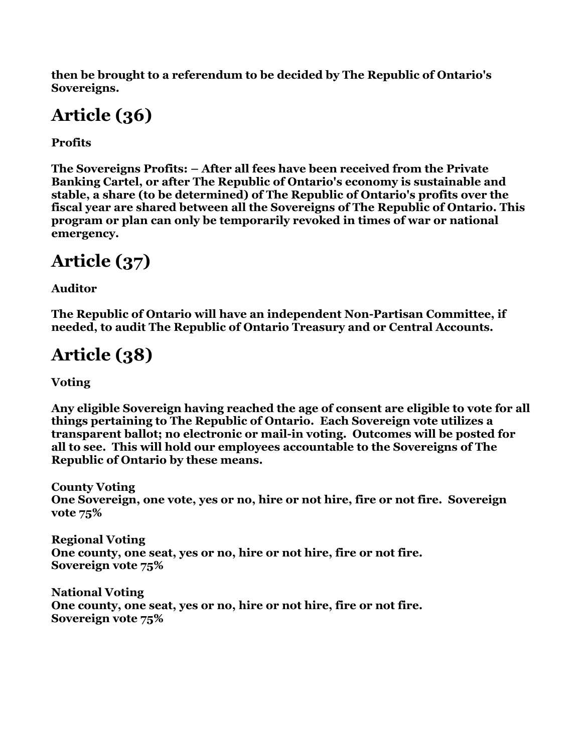**then be brought to a referendum to be decided by The Republic of Ontario's Sovereigns.**

# Article (36)

**Profits**

**The Sovereigns Profits: – After all fees have been received from the Private Banking Cartel, or after The Republic of Ontario's economy is sustainable and stable, a share (to be determined) of The Republic of Ontario's profits over the fiscal year are shared between all the Sovereigns of The Republic of Ontario. This program or plan can only be temporarily revoked in times of war or national emergency.**

# Article (37)

**Auditor**

**The Republic of Ontario will have an independent Non-Partisan Committee, if needed, to audit The Republic of Ontario Treasury and or Central Accounts.**

# Article (38)

**Voting**

**Any eligible Sovereign having reached the age of consent are eligible to vote for all things pertaining to The Republic of Ontario. Each Sovereign vote utilizes a transparent ballot; no electronic or mail-in voting. Outcomes will be posted for all to see. This will hold our employees accountable to the Sovereigns of The Republic of Ontario by these means.**

**County Voting**
**One Sovereign, one vote, yes or no, hire or not hire, fire or not fire. Sovereign vote 75%**

**Regional Voting**
**One county, one seat, yes or no, hire or not hire, fire or not fire.**
**Sovereign vote 75%**

**National Voting**
**One county, one seat, yes or no, hire or not hire, fire or not fire.**
**Sovereign vote 75%**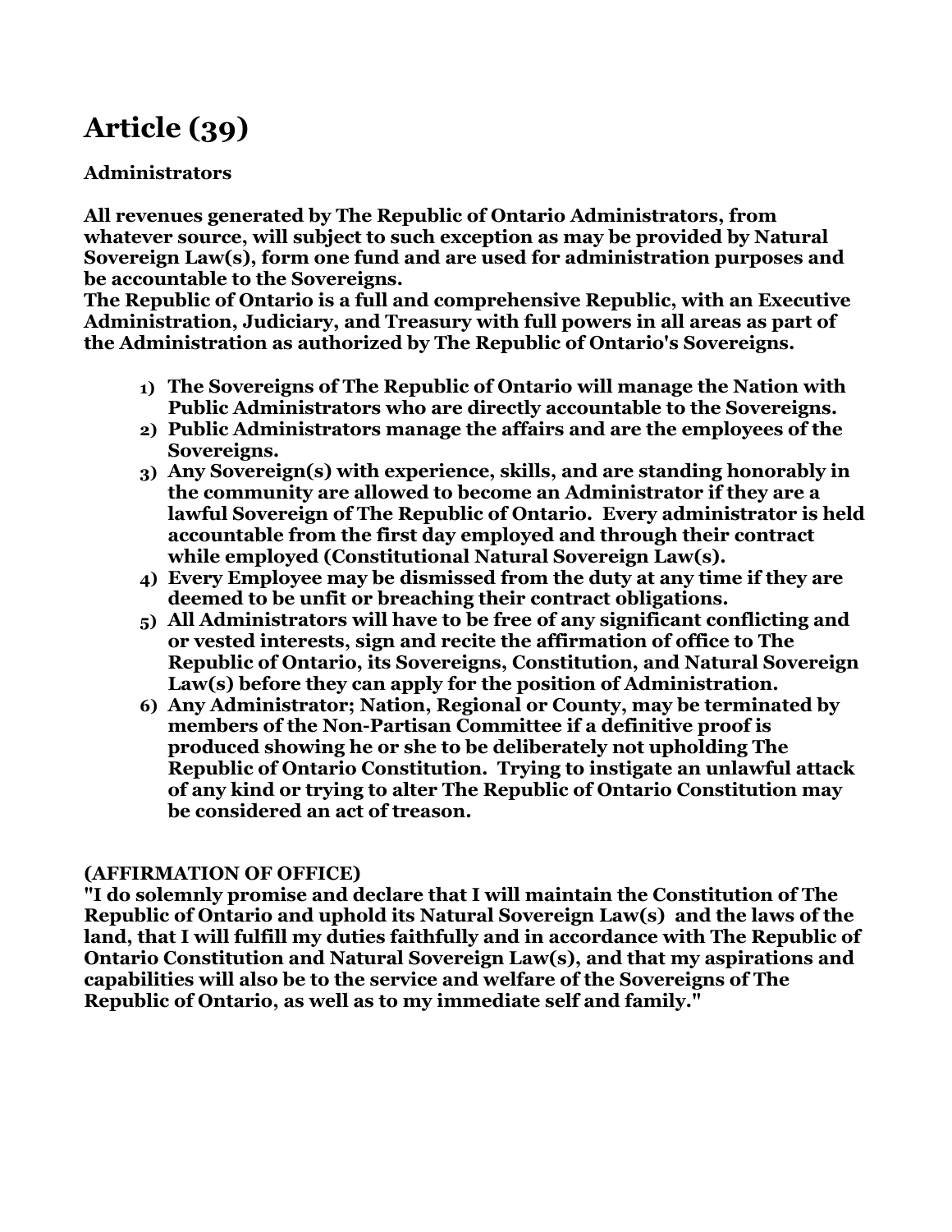# Article (39)

**Administrators**

**All revenues generated by The Republic of Ontario Administrators, from whatever source, will subject to such exception as may be provided by Natural Sovereign Law(s), form one fund and are used for administration purposes and be accountable to the Sovereigns.**
**The Republic of Ontario is a full and comprehensive Republic, with an Executive Administration, Judiciary, and Treasury with full powers in all areas as part of the Administration as authorized by The Republic of Ontario's Sovereigns.**

1) **The Sovereigns of The Republic of Ontario will manage the Nation with Public Administrators who are directly accountable to the Sovereigns.**
2) **Public Administrators manage the affairs and are the employees of the Sovereigns.**
3) **Any Sovereign(s) with experience, skills, and are standing honorably in the community are allowed to become an Administrator if they are a lawful Sovereign of The Republic of Ontario. Every administrator is held accountable from the first day employed and through their contract while employed (Constitutional Natural Sovereign Law(s).**
4) **Every Employee may be dismissed from the duty at any time if they are deemed to be unfit or breaching their contract obligations.**
5) **All Administrators will have to be free of any significant conflicting and or vested interests, sign and recite the affirmation of office to The Republic of Ontario, its Sovereigns, Constitution, and Natural Sovereign Law(s) before they can apply for the position of Administration.**
6) **Any Administrator; Nation, Regional or County, may be terminated by members of the Non-Partisan Committee if a definitive proof is produced showing he or she to be deliberately not upholding The Republic of Ontario Constitution. Trying to instigate an unlawful attack of any kind or trying to alter The Republic of Ontario Constitution may be considered an act of treason.**

**(AFFIRMATION OF OFFICE)**
**"I do solemnly promise and declare that I will maintain the Constitution of The Republic of Ontario and uphold its Natural Sovereign Law(s) and the laws of the land, that I will fulfill my duties faithfully and in accordance with The Republic of Ontario Constitution and Natural Sovereign Law(s), and that my aspirations and capabilities will also be to the service and welfare of the Sovereigns of The Republic of Ontario, as well as to my immediate self and family."**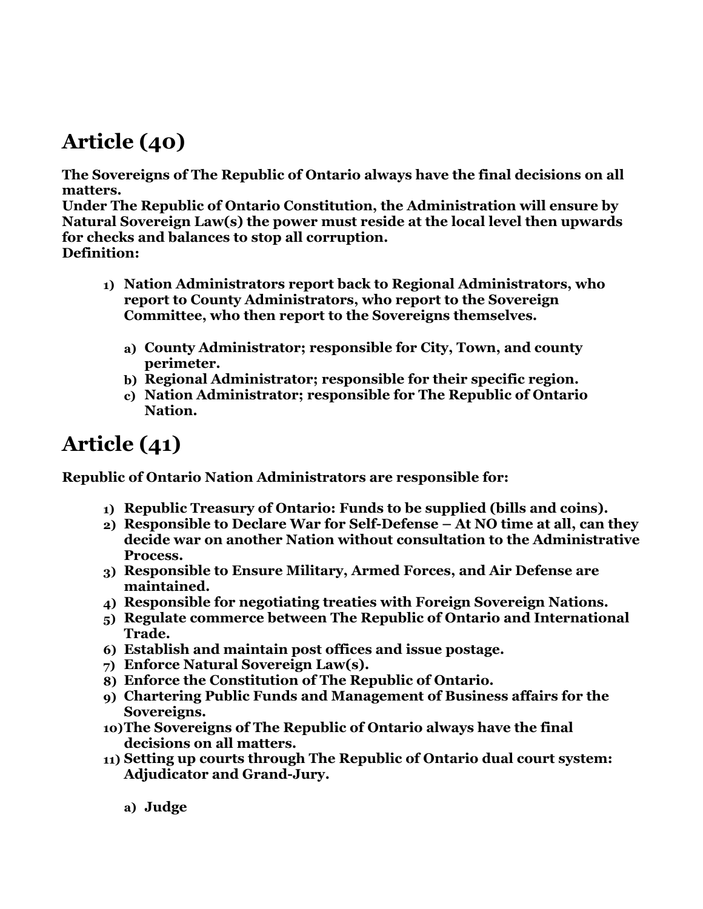## Article (40)

**The Sovereigns of The Republic of Ontario always have the final decisions on all matters.**
**Under The Republic of Ontario Constitution, the Administration will ensure by Natural Sovereign Law(s) the power must reside at the local level then upwards for checks and balances to stop all corruption.**
**Definition:**

1) **Nation Administrators report back to Regional Administrators, who report to County Administrators, who report to the Sovereign Committee, who then report to the Sovereigns themselves.**

    a) **County Administrator; responsible for City, Town, and county perimeter.**
    b) **Regional Administrator; responsible for their specific region.**
    c) **Nation Administrator; responsible for The Republic of Ontario Nation.**

## Article (41)

**Republic of Ontario Nation Administrators are responsible for:**

1) **Republic Treasury of Ontario: Funds to be supplied (bills and coins).**
2) **Responsible to Declare War for Self-Defense – At NO time at all, can they decide war on another Nation without consultation to the Administrative Process.**
3) **Responsible to Ensure Military, Armed Forces, and Air Defense are maintained.**
4) **Responsible for negotiating treaties with Foreign Sovereign Nations.**
5) **Regulate commerce between The Republic of Ontario and International Trade.**
6) **Establish and maintain post offices and issue postage.**
7) **Enforce Natural Sovereign Law(s).**
8) **Enforce the Constitution of The Republic of Ontario.**
9) **Chartering Public Funds and Management of Business affairs for the Sovereigns.**
10) **The Sovereigns of The Republic of Ontario always have the final decisions on all matters.**
11) **Setting up courts through The Republic of Ontario dual court system: Adjudicator and Grand-Jury.**

    a) **Judge**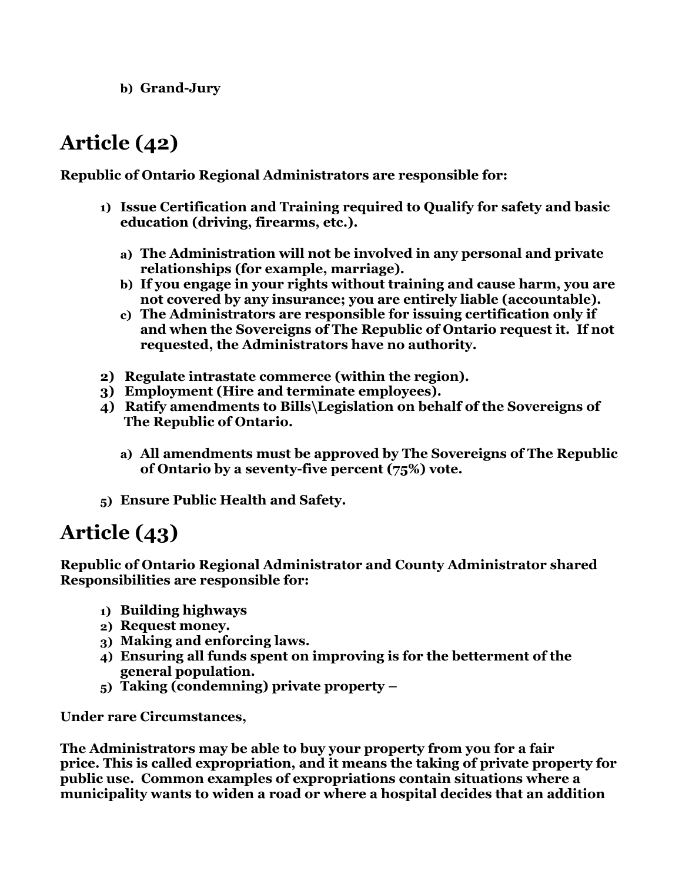b) **Grand-Jury**

# Article (42)

**Republic of Ontario Regional Administrators are responsible for:**

1) **Issue Certification and Training required to Qualify for safety and basic education (driving, firearms, etc.).**

   a) **The Administration will not be involved in any personal and private relationships (for example, marriage).**
   b) **If you engage in your rights without training and cause harm, you are not covered by any insurance; you are entirely liable (accountable).**
   c) **The Administrators are responsible for issuing certification only if and when the Sovereigns of The Republic of Ontario request it. If not requested, the Administrators have no authority.**

2) **Regulate intrastate commerce (within the region).**
3) **Employment (Hire and terminate employees).**
4) **Ratify amendments to Bills\Legislation on behalf of the Sovereigns of The Republic of Ontario.**

   a) **All amendments must be approved by The Sovereigns of The Republic of Ontario by a seventy-five percent (75%) vote.**

5) **Ensure Public Health and Safety.**

# Article (43)

**Republic of Ontario Regional Administrator and County Administrator shared Responsibilities are responsible for:**

1) **Building highways**
2) **Request money.**
3) **Making and enforcing laws.**
4) **Ensuring all funds spent on improving is for the betterment of the general population.**
5) **Taking (condemning) private property –**

**Under rare Circumstances,**

**The Administrators may be able to buy your property from you for a fair price. This is called expropriation, and it means the taking of private property for public use. Common examples of expropriations contain situations where a municipality wants to widen a road or where a hospital decides that an addition**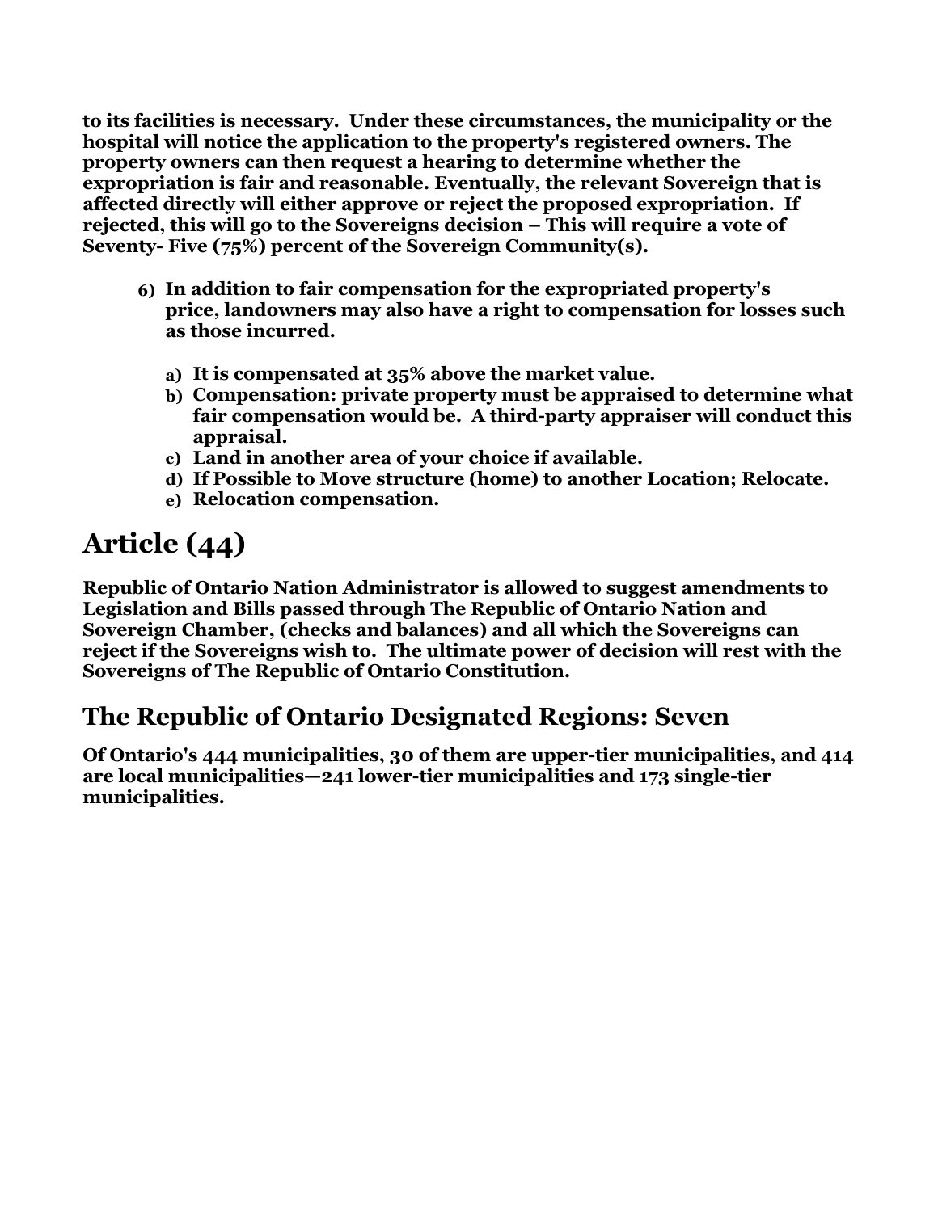**to its facilities is necessary. Under these circumstances, the municipality or the hospital will notice the application to the property's registered owners. The property owners can then request a hearing to determine whether the expropriation is fair and reasonable. Eventually, the relevant Sovereign that is affected directly will either approve or reject the proposed expropriation. If rejected, this will go to the Sovereigns decision – This will require a vote of Seventy- Five (75%) percent of the Sovereign Community(s).**

6) **In addition to fair compensation for the expropriated property's price, landowners may also have a right to compensation for losses such as those incurred.**

    a) **It is compensated at 35% above the market value.**
    b) **Compensation: private property must be appraised to determine what fair compensation would be. A third-party appraiser will conduct this appraisal.**
    c) **Land in another area of your choice if available.**
    d) **If Possible to Move structure (home) to another Location; Relocate.**
    e) **Relocation compensation.**

# Article (44)

**Republic of Ontario Nation Administrator is allowed to suggest amendments to Legislation and Bills passed through The Republic of Ontario Nation and Sovereign Chamber, (checks and balances) and all which the Sovereigns can reject if the Sovereigns wish to. The ultimate power of decision will rest with the Sovereigns of The Republic of Ontario Constitution.**

## The Republic of Ontario Designated Regions: Seven

**Of Ontario's 444 municipalities, 30 of them are upper-tier municipalities, and 414 are local municipalities—241 lower-tier municipalities and 173 single-tier municipalities.**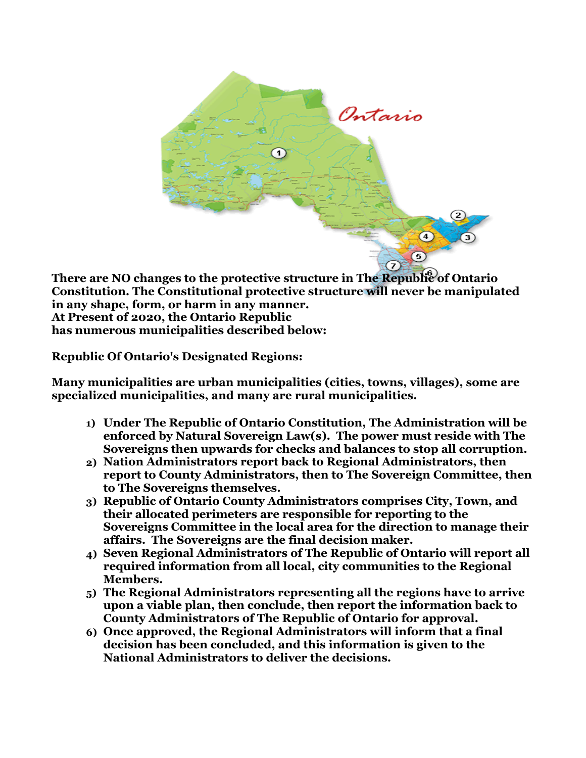**There are NO changes to the protective structure in The Republic of Ontario Constitution. The Constitutional protective structure will never be manipulated in any shape, form, or harm in any manner.**
**At Present of 2020, the Ontario Republic has numerous municipalities described below:**

**Republic Of Ontario's Designated Regions:**

**Many municipalities are urban municipalities (cities, towns, villages), some are specialized municipalities, and many are rural municipalities.**

1) **Under The Republic of Ontario Constitution, The Administration will be enforced by Natural Sovereign Law(s). The power must reside with The Sovereigns then upwards for checks and balances to stop all corruption.**
2) **Nation Administrators report back to Regional Administrators, then report to County Administrators, then to The Sovereign Committee, then to The Sovereigns themselves.**
3) **Republic of Ontario County Administrators comprises City, Town, and their allocated perimeters are responsible for reporting to the Sovereigns Committee in the local area for the direction to manage their affairs. The Sovereigns are the final decision maker.**
4) **Seven Regional Administrators of The Republic of Ontario will report all required information from all local, city communities to the Regional Members.**
5) **The Regional Administrators representing all the regions have to arrive upon a viable plan, then conclude, then report the information back to County Administrators of The Republic of Ontario for approval.**
6) **Once approved, the Regional Administrators will inform that a final decision has been concluded, and this information is given to the National Administrators to deliver the decisions.**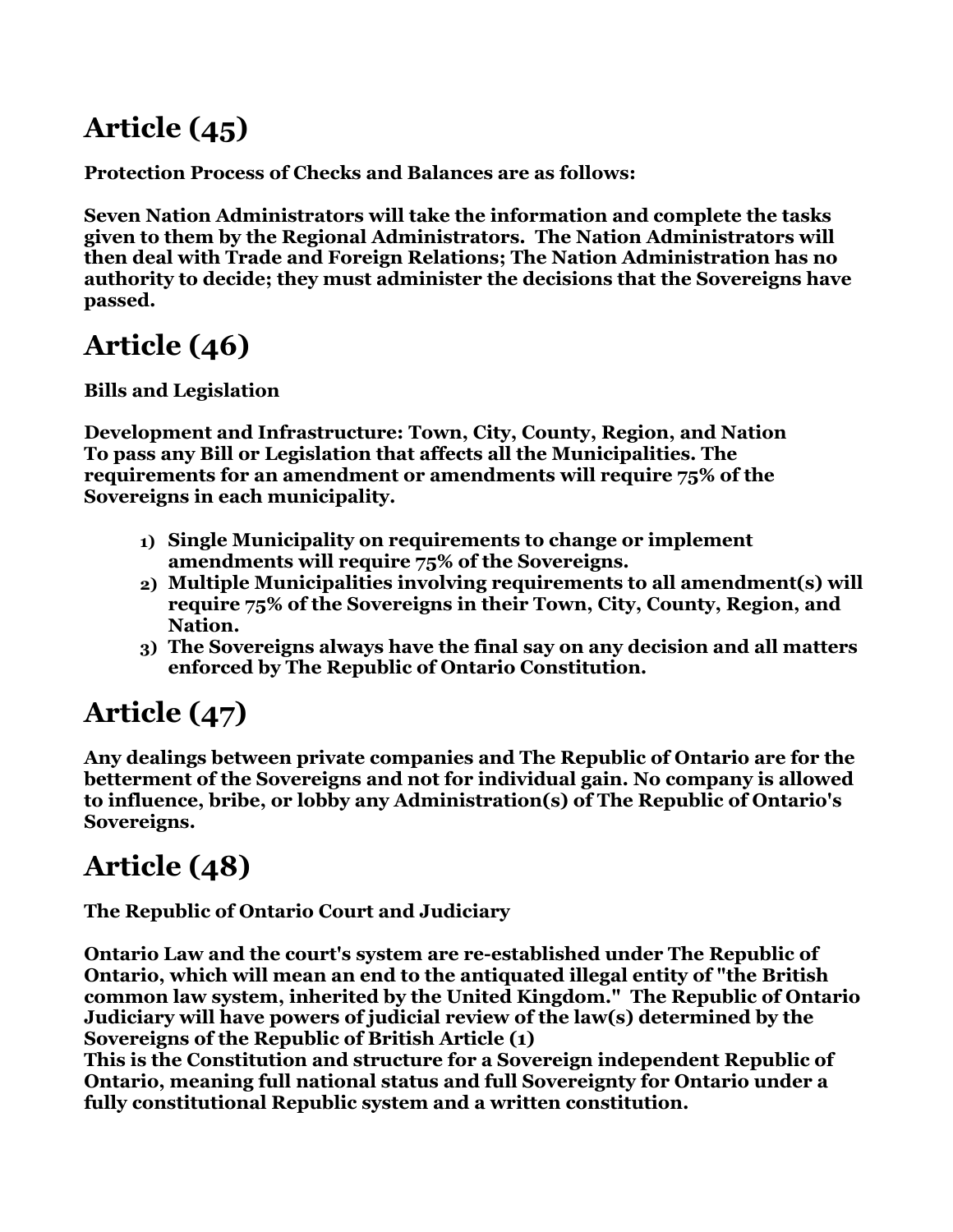## Article (45)

**Protection Process of Checks and Balances are as follows:**

**Seven Nation Administrators will take the information and complete the tasks given to them by the Regional Administrators. The Nation Administrators will then deal with Trade and Foreign Relations; The Nation Administration has no authority to decide; they must administer the decisions that the Sovereigns have passed.**

## Article (46)

**Bills and Legislation**

**Development and Infrastructure: Town, City, County, Region, and Nation To pass any Bill or Legislation that affects all the Municipalities. The requirements for an amendment or amendments will require 75% of the Sovereigns in each municipality.**

1) **Single Municipality on requirements to change or implement amendments will require 75% of the Sovereigns.**
2) **Multiple Municipalities involving requirements to all amendment(s) will require 75% of the Sovereigns in their Town, City, County, Region, and Nation.**
3) **The Sovereigns always have the final say on any decision and all matters enforced by The Republic of Ontario Constitution.**

## Article (47)

**Any dealings between private companies and The Republic of Ontario are for the betterment of the Sovereigns and not for individual gain. No company is allowed to influence, bribe, or lobby any Administration(s) of The Republic of Ontario's Sovereigns.**

## Article (48)

**The Republic of Ontario Court and Judiciary**

**Ontario Law and the court's system are re-established under The Republic of Ontario, which will mean an end to the antiquated illegal entity of "the British common law system, inherited by the United Kingdom." The Republic of Ontario Judiciary will have powers of judicial review of the law(s) determined by the Sovereigns of the Republic of British Article (1)**
**This is the Constitution and structure for a Sovereign independent Republic of Ontario, meaning full national status and full Sovereignty for Ontario under a fully constitutional Republic system and a written constitution.**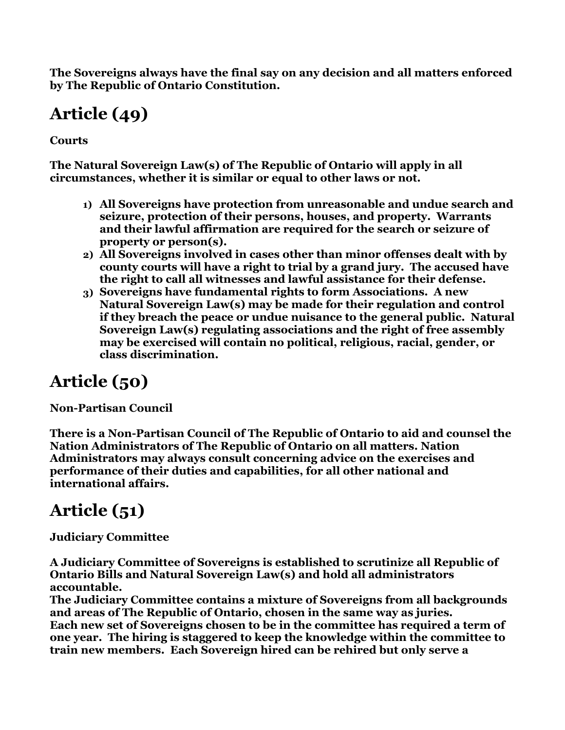**The Sovereigns always have the final say on any decision and all matters enforced by The Republic of Ontario Constitution.**

# Article (49)

**Courts**

**The Natural Sovereign Law(s) of The Republic of Ontario will apply in all circumstances, whether it is similar or equal to other laws or not.**

1) **All Sovereigns have protection from unreasonable and undue search and seizure, protection of their persons, houses, and property. Warrants and their lawful affirmation are required for the search or seizure of property or person(s).**
2) **All Sovereigns involved in cases other than minor offenses dealt with by county courts will have a right to trial by a grand jury. The accused have the right to call all witnesses and lawful assistance for their defense.**
3) **Sovereigns have fundamental rights to form Associations. A new Natural Sovereign Law(s) may be made for their regulation and control if they breach the peace or undue nuisance to the general public. Natural Sovereign Law(s) regulating associations and the right of free assembly may be exercised will contain no political, religious, racial, gender, or class discrimination.**

# Article (50)

**Non-Partisan Council**

**There is a Non-Partisan Council of The Republic of Ontario to aid and counsel the Nation Administrators of The Republic of Ontario on all matters. Nation Administrators may always consult concerning advice on the exercises and performance of their duties and capabilities, for all other national and international affairs.**

# Article (51)

**Judiciary Committee**

**A Judiciary Committee of Sovereigns is established to scrutinize all Republic of Ontario Bills and Natural Sovereign Law(s) and hold all administrators accountable.**
**The Judiciary Committee contains a mixture of Sovereigns from all backgrounds and areas of The Republic of Ontario, chosen in the same way as juries.**
**Each new set of Sovereigns chosen to be in the committee has required a term of one year. The hiring is staggered to keep the knowledge within the committee to train new members. Each Sovereign hired can be rehired but only serve a**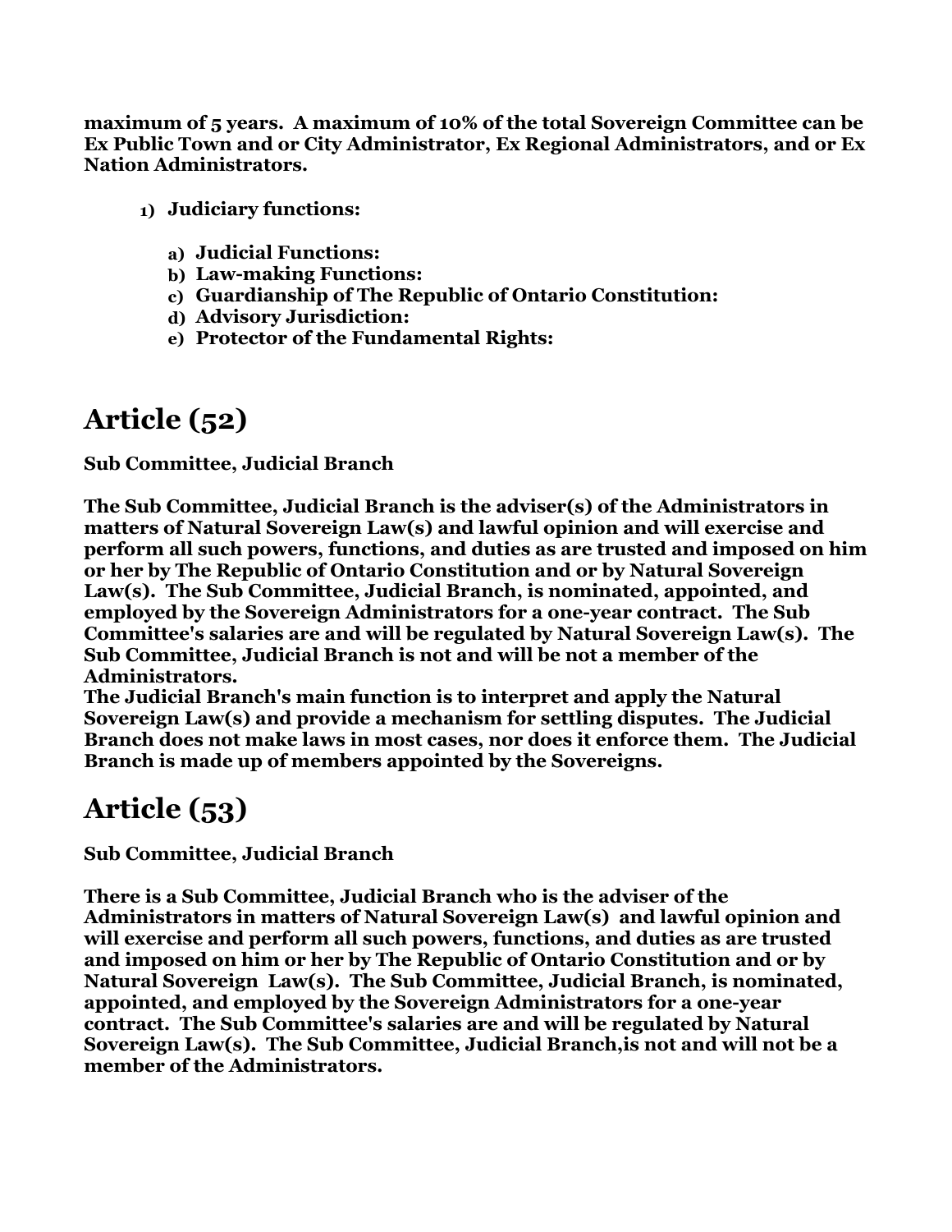**maximum of 5 years. A maximum of 10% of the total Sovereign Committee can be Ex Public Town and or City Administrator, Ex Regional Administrators, and or Ex Nation Administrators.**

1) **Judiciary functions:**

   a) **Judicial Functions:**
   b) **Law-making Functions:**
   c) **Guardianship of The Republic of Ontario Constitution:**
   d) **Advisory Jurisdiction:**
   e) **Protector of the Fundamental Rights:**

# Article (52)

**Sub Committee, Judicial Branch**

**The Sub Committee, Judicial Branch is the adviser(s) of the Administrators in matters of Natural Sovereign Law(s) and lawful opinion and will exercise and perform all such powers, functions, and duties as are trusted and imposed on him or her by The Republic of Ontario Constitution and or by Natural Sovereign Law(s). The Sub Committee, Judicial Branch, is nominated, appointed, and employed by the Sovereign Administrators for a one-year contract. The Sub Committee's salaries are and will be regulated by Natural Sovereign Law(s). The Sub Committee, Judicial Branch is not and will be not a member of the Administrators.**
**The Judicial Branch's main function is to interpret and apply the Natural Sovereign Law(s) and provide a mechanism for settling disputes. The Judicial Branch does not make laws in most cases, nor does it enforce them. The Judicial Branch is made up of members appointed by the Sovereigns.**

# Article (53)

**Sub Committee, Judicial Branch**

**There is a Sub Committee, Judicial Branch who is the adviser of the Administrators in matters of Natural Sovereign Law(s) and lawful opinion and will exercise and perform all such powers, functions, and duties as are trusted and imposed on him or her by The Republic of Ontario Constitution and or by Natural Sovereign Law(s). The Sub Committee, Judicial Branch, is nominated, appointed, and employed by the Sovereign Administrators for a one-year contract. The Sub Committee's salaries are and will be regulated by Natural Sovereign Law(s). The Sub Committee, Judicial Branch,is not and will not be a member of the Administrators.**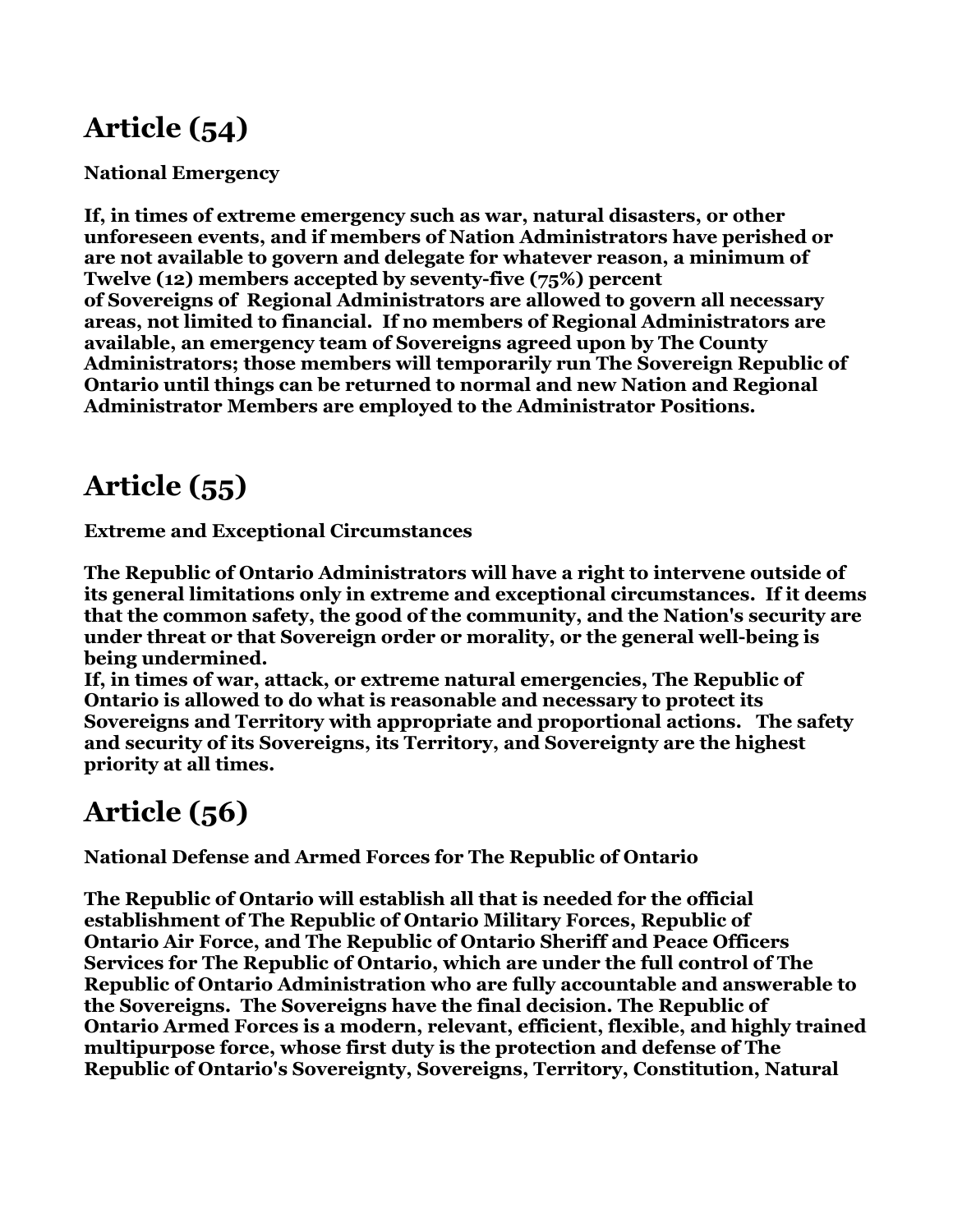## Article (54)

**National Emergency**

**If, in times of extreme emergency such as war, natural disasters, or other unforeseen events, and if members of Nation Administrators have perished or are not available to govern and delegate for whatever reason, a minimum of Twelve (12) members accepted by seventy-five (75%) percent of Sovereigns of Regional Administrators are allowed to govern all necessary areas, not limited to financial. If no members of Regional Administrators are available, an emergency team of Sovereigns agreed upon by The County Administrators; those members will temporarily run The Sovereign Republic of Ontario until things can be returned to normal and new Nation and Regional Administrator Members are employed to the Administrator Positions.**

## Article (55)

**Extreme and Exceptional Circumstances**

**The Republic of Ontario Administrators will have a right to intervene outside of its general limitations only in extreme and exceptional circumstances. If it deems that the common safety, the good of the community, and the Nation's security are under threat or that Sovereign order or morality, or the general well-being is being undermined.**
**If, in times of war, attack, or extreme natural emergencies, The Republic of Ontario is allowed to do what is reasonable and necessary to protect its Sovereigns and Territory with appropriate and proportional actions. The safety and security of its Sovereigns, its Territory, and Sovereignty are the highest priority at all times.**

## Article (56)

**National Defense and Armed Forces for The Republic of Ontario**

**The Republic of Ontario will establish all that is needed for the official establishment of The Republic of Ontario Military Forces, Republic of Ontario Air Force, and The Republic of Ontario Sheriff and Peace Officers Services for The Republic of Ontario, which are under the full control of The Republic of Ontario Administration who are fully accountable and answerable to the Sovereigns. The Sovereigns have the final decision. The Republic of Ontario Armed Forces is a modern, relevant, efficient, flexible, and highly trained multipurpose force, whose first duty is the protection and defense of The Republic of Ontario's Sovereignty, Sovereigns, Territory, Constitution, Natural**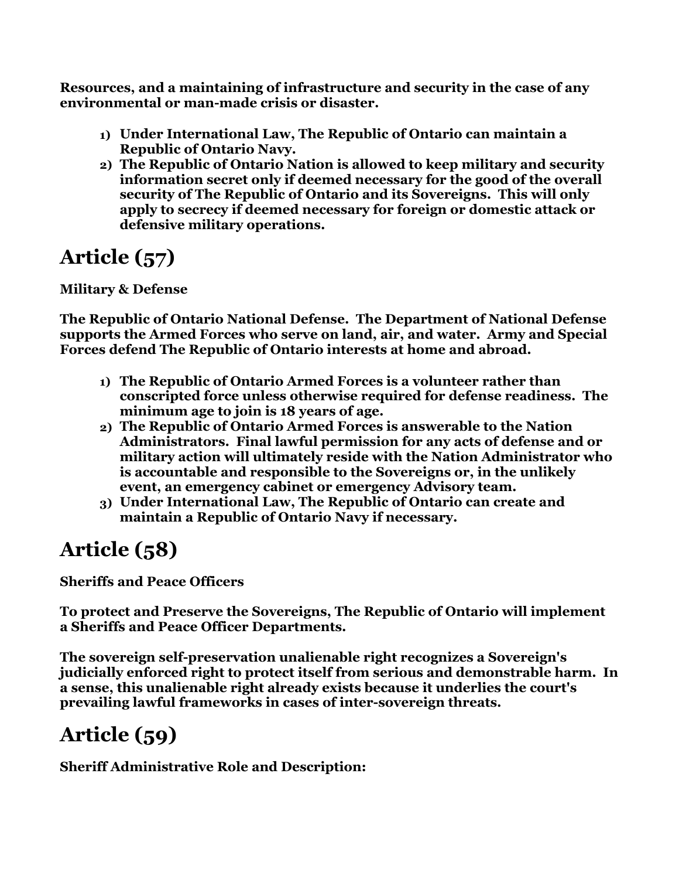**Resources, and a maintaining of infrastructure and security in the case of any environmental or man-made crisis or disaster.**

1) **Under International Law, The Republic of Ontario can maintain a Republic of Ontario Navy.**
2) **The Republic of Ontario Nation is allowed to keep military and security information secret only if deemed necessary for the good of the overall security of The Republic of Ontario and its Sovereigns. This will only apply to secrecy if deemed necessary for foreign or domestic attack or defensive military operations.**

# Article (57)

**Military & Defense**

**The Republic of Ontario National Defense. The Department of National Defense supports the Armed Forces who serve on land, air, and water. Army and Special Forces defend The Republic of Ontario interests at home and abroad.**

1) **The Republic of Ontario Armed Forces is a volunteer rather than conscripted force unless otherwise required for defense readiness. The minimum age to join is 18 years of age.**
2) **The Republic of Ontario Armed Forces is answerable to the Nation Administrators. Final lawful permission for any acts of defense and or military action will ultimately reside with the Nation Administrator who is accountable and responsible to the Sovereigns or, in the unlikely event, an emergency cabinet or emergency Advisory team.**
3) **Under International Law, The Republic of Ontario can create and maintain a Republic of Ontario Navy if necessary.**

# Article (58)

**Sheriffs and Peace Officers**

**To protect and Preserve the Sovereigns, The Republic of Ontario will implement a Sheriffs and Peace Officer Departments.**

**The sovereign self-preservation unalienable right recognizes a Sovereign's judicially enforced right to protect itself from serious and demonstrable harm. In a sense, this unalienable right already exists because it underlies the court's prevailing lawful frameworks in cases of inter-sovereign threats.**

# Article (59)

**Sheriff Administrative Role and Description:**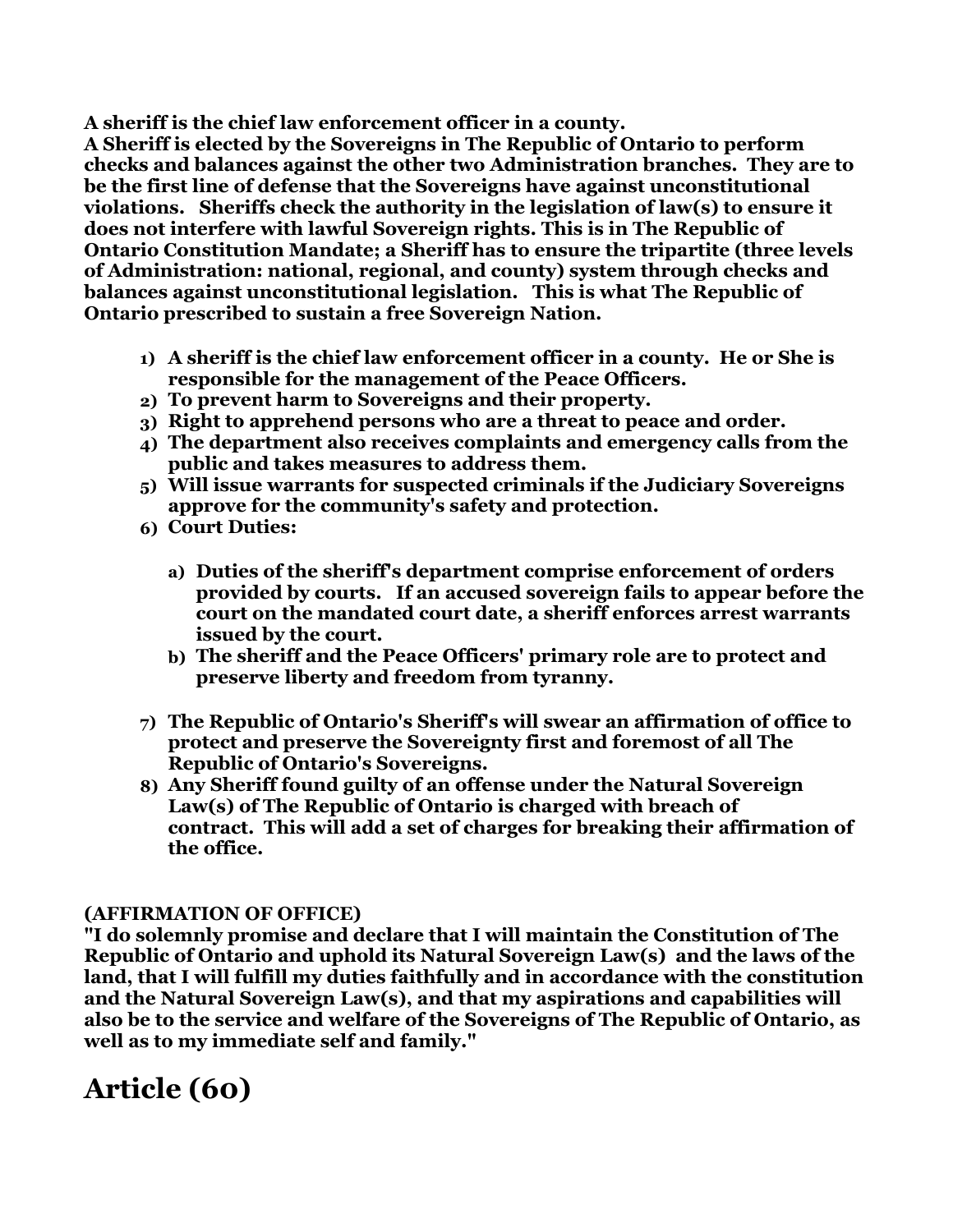**A sheriff is the chief law enforcement officer in a county.**
**A Sheriff is elected by the Sovereigns in The Republic of Ontario to perform checks and balances against the other two Administration branches. They are to be the first line of defense that the Sovereigns have against unconstitutional violations. Sheriffs check the authority in the legislation of law(s) to ensure it does not interfere with lawful Sovereign rights. This is in The Republic of Ontario Constitution Mandate; a Sheriff has to ensure the tripartite (three levels of Administration: national, regional, and county) system through checks and balances against unconstitutional legislation. This is what The Republic of Ontario prescribed to sustain a free Sovereign Nation.**

1) **A sheriff is the chief law enforcement officer in a county. He or She is responsible for the management of the Peace Officers.**
2) **To prevent harm to Sovereigns and their property.**
3) **Right to apprehend persons who are a threat to peace and order.**
4) **The department also receives complaints and emergency calls from the public and takes measures to address them.**
5) **Will issue warrants for suspected criminals if the Judiciary Sovereigns approve for the community's safety and protection.**
6) **Court Duties:**
   a) **Duties of the sheriff's department comprise enforcement of orders provided by courts. If an accused sovereign fails to appear before the court on the mandated court date, a sheriff enforces arrest warrants issued by the court.**
   b) **The sheriff and the Peace Officers' primary role are to protect and preserve liberty and freedom from tyranny.**
7) **The Republic of Ontario's Sheriff's will swear an affirmation of office to protect and preserve the Sovereignty first and foremost of all The Republic of Ontario's Sovereigns.**
8) **Any Sheriff found guilty of an offense under the Natural Sovereign Law(s) of The Republic of Ontario is charged with breach of contract. This will add a set of charges for breaking their affirmation of the office.**

**(AFFIRMATION OF OFFICE)**
**"I do solemnly promise and declare that I will maintain the Constitution of The Republic of Ontario and uphold its Natural Sovereign Law(s) and the laws of the land, that I will fulfill my duties faithfully and in accordance with the constitution and the Natural Sovereign Law(s), and that my aspirations and capabilities will also be to the service and welfare of the Sovereigns of The Republic of Ontario, as well as to my immediate self and family."**

# Article (60)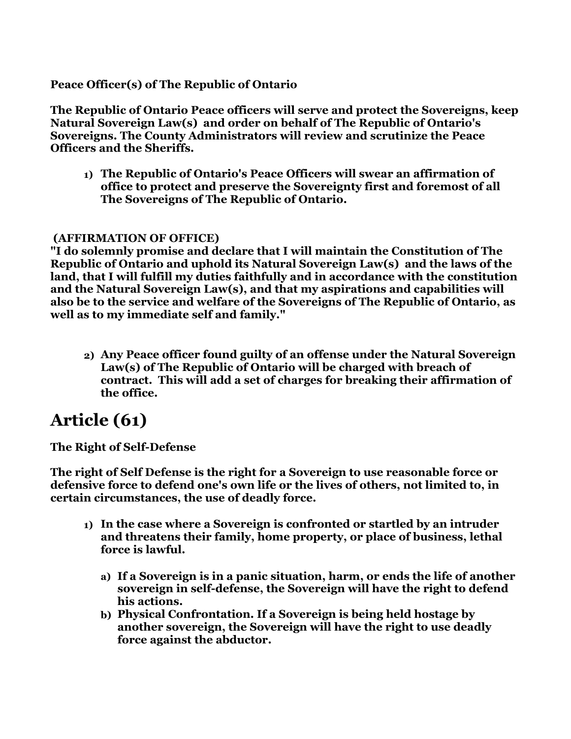**Peace Officer(s) of The Republic of Ontario**

**The Republic of Ontario Peace officers will serve and protect the Sovereigns, keep Natural Sovereign Law(s) and order on behalf of The Republic of Ontario's Sovereigns. The County Administrators will review and scrutinize the Peace Officers and the Sheriffs.**

1) **The Republic of Ontario's Peace Officers will swear an affirmation of office to protect and preserve the Sovereignty first and foremost of all The Sovereigns of The Republic of Ontario.**

**(AFFIRMATION OF OFFICE)**
**"I do solemnly promise and declare that I will maintain the Constitution of The Republic of Ontario and uphold its Natural Sovereign Law(s) and the laws of the land, that I will fulfill my duties faithfully and in accordance with the constitution and the Natural Sovereign Law(s), and that my aspirations and capabilities will also be to the service and welfare of the Sovereigns of The Republic of Ontario, as well as to my immediate self and family."**

2) **Any Peace officer found guilty of an offense under the Natural Sovereign Law(s) of The Republic of Ontario will be charged with breach of contract. This will add a set of charges for breaking their affirmation of the office.**

# Article (61)

**The Right of Self-Defense**

**The right of Self Defense is the right for a Sovereign to use reasonable force or defensive force to defend one's own life or the lives of others, not limited to, in certain circumstances, the use of deadly force.**

1) **In the case where a Sovereign is confronted or startled by an intruder and threatens their family, home property, or place of business, lethal force is lawful.**
   a) **If a Sovereign is in a panic situation, harm, or ends the life of another sovereign in self-defense, the Sovereign will have the right to defend his actions.**
   b) **Physical Confrontation. If a Sovereign is being held hostage by another sovereign, the Sovereign will have the right to use deadly force against the abductor.**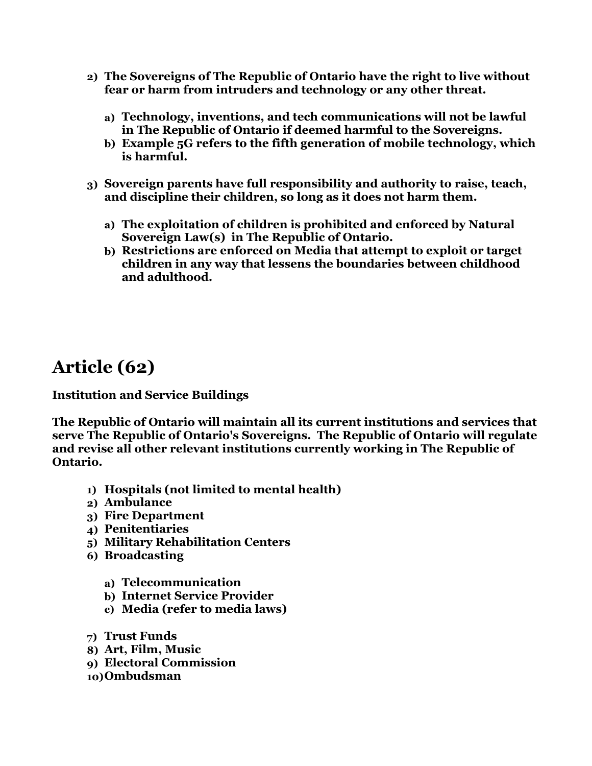2) **The Sovereigns of The Republic of Ontario have the right to live without fear or harm from intruders and technology or any other threat.**

    a) **Technology, inventions, and tech communications will not be lawful in The Republic of Ontario if deemed harmful to the Sovereigns.**
    b) **Example 5G refers to the fifth generation of mobile technology, which is harmful.**

3) **Sovereign parents have full responsibility and authority to raise, teach, and discipline their children, so long as it does not harm them.**

    a) **The exploitation of children is prohibited and enforced by Natural Sovereign Law(s) in The Republic of Ontario.**
    b) **Restrictions are enforced on Media that attempt to exploit or target children in any way that lessens the boundaries between childhood and adulthood.**

# Article (62)

**Institution and Service Buildings**

**The Republic of Ontario will maintain all its current institutions and services that serve The Republic of Ontario's Sovereigns. The Republic of Ontario will regulate and revise all other relevant institutions currently working in The Republic of Ontario.**

1) **Hospitals (not limited to mental health)**
2) **Ambulance**
3) **Fire Department**
4) **Penitentiaries**
5) **Military Rehabilitation Centers**
6) **Broadcasting**

    a) **Telecommunication**
    b) **Internet Service Provider**
    c) **Media (refer to media laws)**

7) **Trust Funds**
8) **Art, Film, Music**
9) **Electoral Commission**
10) **Ombudsman**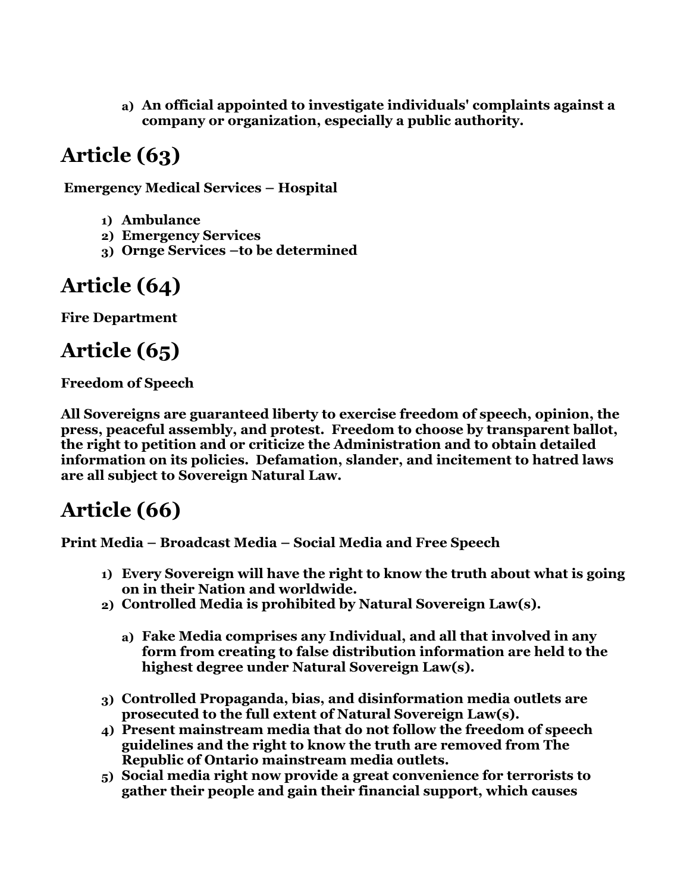a) **An official appointed to investigate individuals' complaints against a company or organization, especially a public authority.**

# Article (63)

**Emergency Medical Services – Hospital**

1) **Ambulance**
2) **Emergency Services**
3) **Ornge Services –to be determined**

# Article (64)

**Fire Department**

# Article (65)

**Freedom of Speech**

**All Sovereigns are guaranteed liberty to exercise freedom of speech, opinion, the press, peaceful assembly, and protest. Freedom to choose by transparent ballot, the right to petition and or criticize the Administration and to obtain detailed information on its policies. Defamation, slander, and incitement to hatred laws are all subject to Sovereign Natural Law.**

# Article (66)

**Print Media – Broadcast Media – Social Media and Free Speech**

1) **Every Sovereign will have the right to know the truth about what is going on in their Nation and worldwide.**
2) **Controlled Media is prohibited by Natural Sovereign Law(s).**

    a) **Fake Media comprises any Individual, and all that involved in any form from creating to false distribution information are held to the highest degree under Natural Sovereign Law(s).**

3) **Controlled Propaganda, bias, and disinformation media outlets are prosecuted to the full extent of Natural Sovereign Law(s).**
4) **Present mainstream media that do not follow the freedom of speech guidelines and the right to know the truth are removed from The Republic of Ontario mainstream media outlets.**
5) **Social media right now provide a great convenience for terrorists to gather their people and gain their financial support, which causes**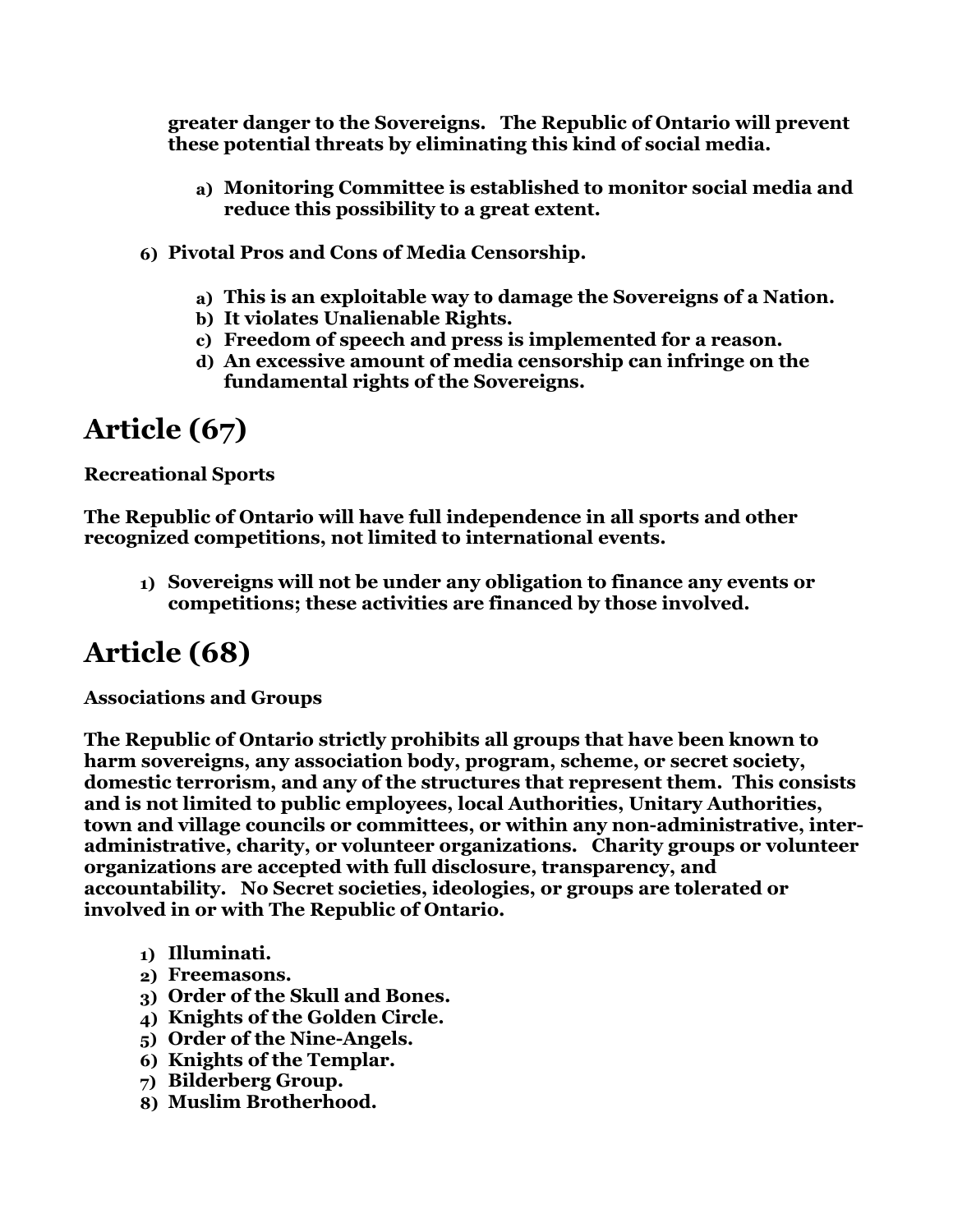**greater danger to the Sovereigns. The Republic of Ontario will prevent these potential threats by eliminating this kind of social media.**

- a) **Monitoring Committee is established to monitor social media and reduce this possibility to a great extent.**

6) **Pivotal Pros and Cons of Media Censorship.**

- a) **This is an exploitable way to damage the Sovereigns of a Nation.**
- b) **It violates Unalienable Rights.**
- c) **Freedom of speech and press is implemented for a reason.**
- d) **An excessive amount of media censorship can infringe on the fundamental rights of the Sovereigns.**

# Article (67)

**Recreational Sports**

**The Republic of Ontario will have full independence in all sports and other recognized competitions, not limited to international events.**

1) **Sovereigns will not be under any obligation to finance any events or competitions; these activities are financed by those involved.**

# Article (68)

**Associations and Groups**

**The Republic of Ontario strictly prohibits all groups that have been known to harm sovereigns, any association body, program, scheme, or secret society, domestic terrorism, and any of the structures that represent them. This consists and is not limited to public employees, local Authorities, Unitary Authorities, town and village councils or committees, or within any non-administrative, inter-administrative, charity, or volunteer organizations. Charity groups or volunteer organizations are accepted with full disclosure, transparency, and accountability. No Secret societies, ideologies, or groups are tolerated or involved in or with The Republic of Ontario.**

1) **Illuminati.**
2) **Freemasons.**
3) **Order of the Skull and Bones.**
4) **Knights of the Golden Circle.**
5) **Order of the Nine-Angels.**
6) **Knights of the Templar.**
7) **Bilderberg Group.**
8) **Muslim Brotherhood.**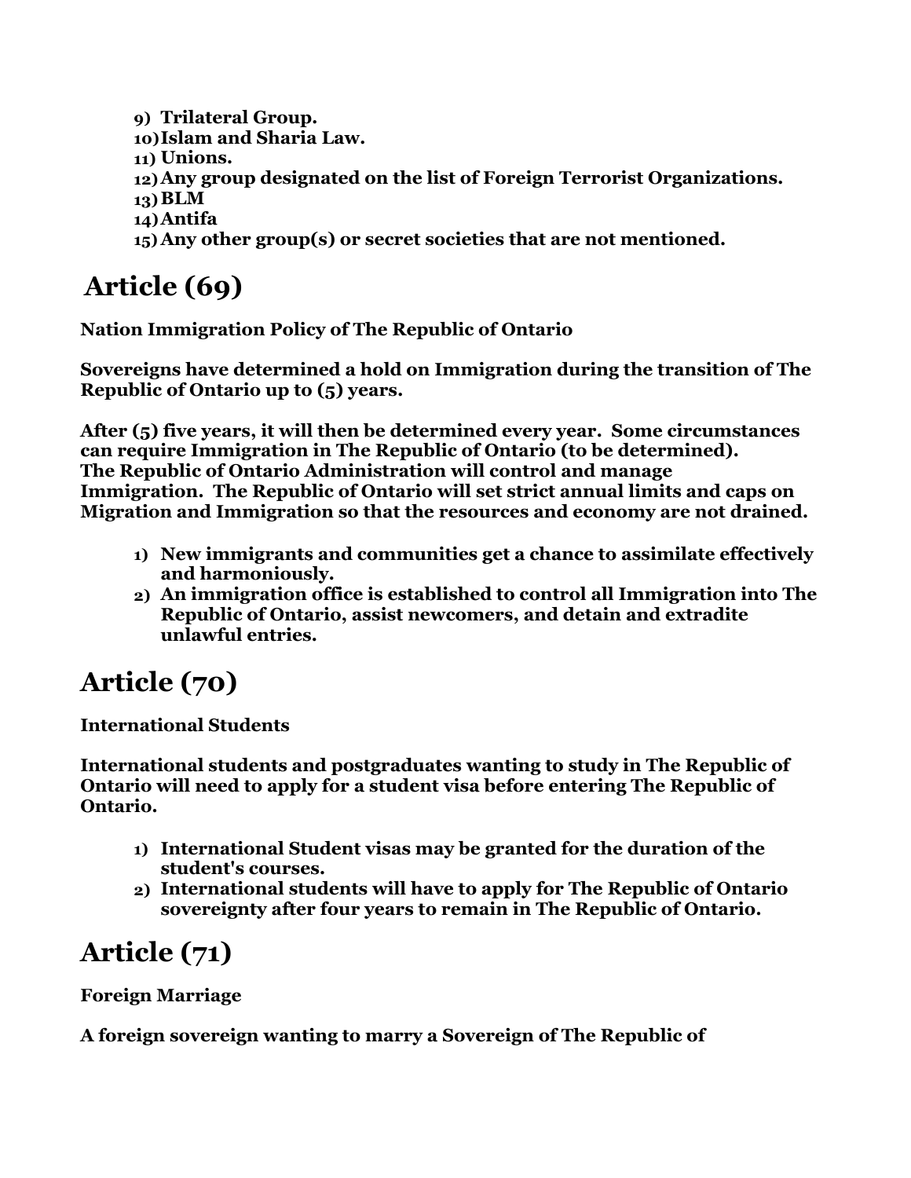9) **Trilateral Group.**
10) **Islam and Sharia Law.**
11) **Unions.**
12) **Any group designated on the list of Foreign Terrorist Organizations.**
13) **BLM**
14) **Antifa**
15) **Any other group(s) or secret societies that are not mentioned.**

# Article (69)

**Nation Immigration Policy of The Republic of Ontario**

**Sovereigns have determined a hold on Immigration during the transition of The Republic of Ontario up to (5) years.**

**After (5) five years, it will then be determined every year. Some circumstances can require Immigration in The Republic of Ontario (to be determined). The Republic of Ontario Administration will control and manage Immigration. The Republic of Ontario will set strict annual limits and caps on Migration and Immigration so that the resources and economy are not drained.**

1) **New immigrants and communities get a chance to assimilate effectively and harmoniously.**
2) **An immigration office is established to control all Immigration into The Republic of Ontario, assist newcomers, and detain and extradite unlawful entries.**

# Article (70)

**International Students**

**International students and postgraduates wanting to study in The Republic of Ontario will need to apply for a student visa before entering The Republic of Ontario.**

1) **International Student visas may be granted for the duration of the student's courses.**
2) **International students will have to apply for The Republic of Ontario sovereignty after four years to remain in The Republic of Ontario.**

# Article (71)

**Foreign Marriage**

**A foreign sovereign wanting to marry a Sovereign of The Republic of**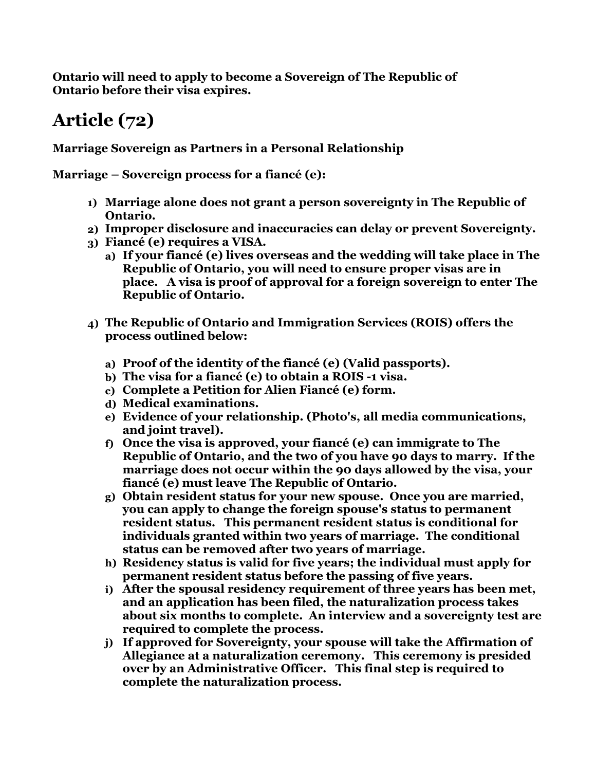**Ontario will need to apply to become a Sovereign of The Republic of Ontario before their visa expires.**

# Article (72)

**Marriage Sovereign as Partners in a Personal Relationship**

**Marriage – Sovereign process for a fiancé (e):**

1) **Marriage alone does not grant a person sovereignty in The Republic of Ontario.**
2) **Improper disclosure and inaccuracies can delay or prevent Sovereignty.**
3) **Fiancé (e) requires a VISA.**
    a) **If your fiancé (e) lives overseas and the wedding will take place in The Republic of Ontario, you will need to ensure proper visas are in place. A visa is proof of approval for a foreign sovereign to enter The Republic of Ontario.**

4) **The Republic of Ontario and Immigration Services (ROIS) offers the process outlined below:**

    a) **Proof of the identity of the fiancé (e) (Valid passports).**
    b) **The visa for a fiancé (e) to obtain a ROIS -1 visa.**
    c) **Complete a Petition for Alien Fiancé (e) form.**
    d) **Medical examinations.**
    e) **Evidence of your relationship. (Photo's, all media communications, and joint travel).**
    f) **Once the visa is approved, your fiancé (e) can immigrate to The Republic of Ontario, and the two of you have 90 days to marry. If the marriage does not occur within the 90 days allowed by the visa, your fiancé (e) must leave The Republic of Ontario.**
    g) **Obtain resident status for your new spouse. Once you are married, you can apply to change the foreign spouse's status to permanent resident status. This permanent resident status is conditional for individuals granted within two years of marriage. The conditional status can be removed after two years of marriage.**
    h) **Residency status is valid for five years; the individual must apply for permanent resident status before the passing of five years.**
    i) **After the spousal residency requirement of three years has been met, and an application has been filed, the naturalization process takes about six months to complete. An interview and a sovereignty test are required to complete the process.**
    j) **If approved for Sovereignty, your spouse will take the Affirmation of Allegiance at a naturalization ceremony. This ceremony is presided over by an Administrative Officer. This final step is required to complete the naturalization process.**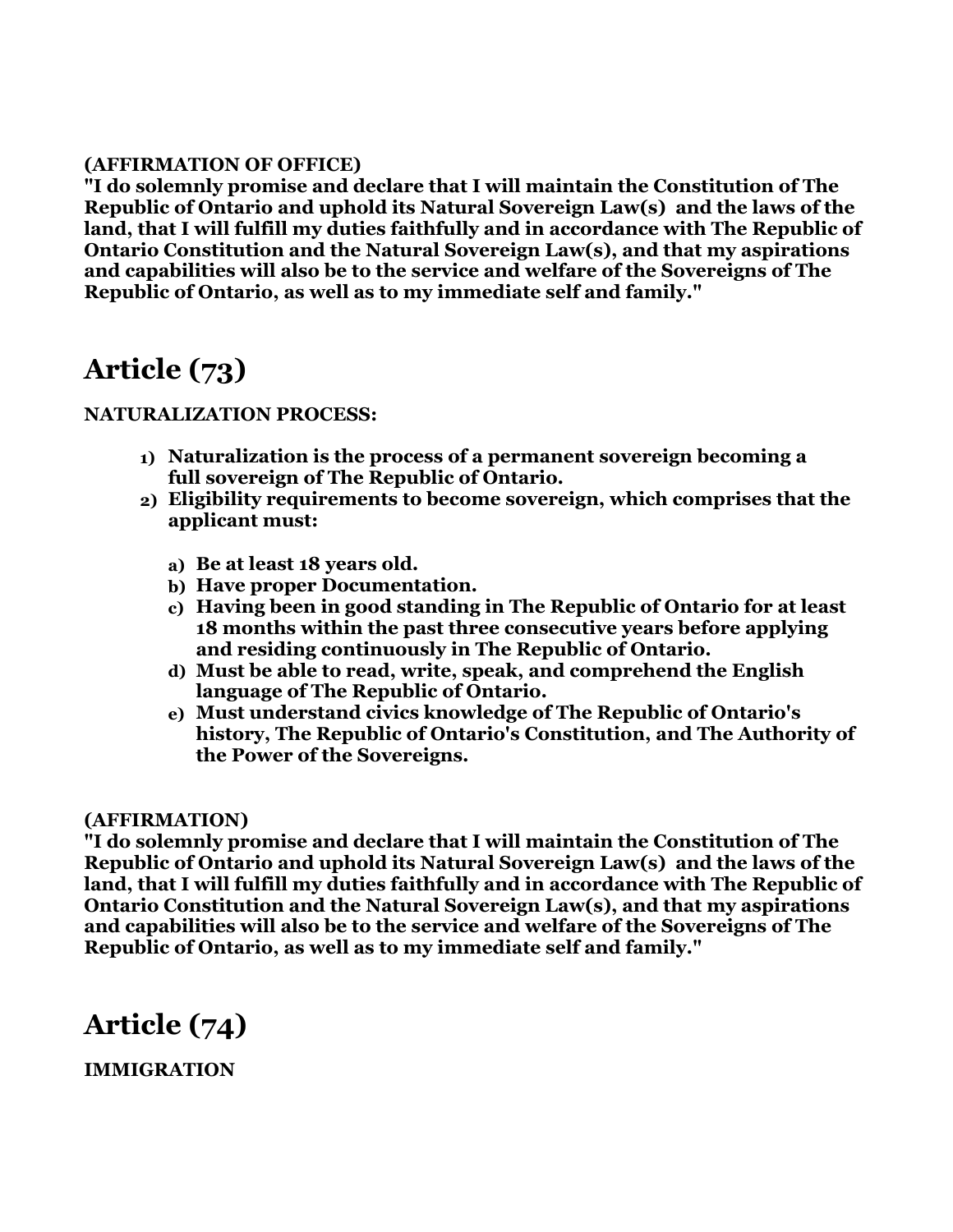**(AFFIRMATION OF OFFICE)**
**"I do solemnly promise and declare that I will maintain the Constitution of The Republic of Ontario and uphold its Natural Sovereign Law(s) and the laws of the land, that I will fulfill my duties faithfully and in accordance with The Republic of Ontario Constitution and the Natural Sovereign Law(s), and that my aspirations and capabilities will also be to the service and welfare of the Sovereigns of The Republic of Ontario, as well as to my immediate self and family."**

# Article (73)

**NATURALIZATION PROCESS:**

1) **Naturalization is the process of a permanent sovereign becoming a full sovereign of The Republic of Ontario.**
2) **Eligibility requirements to become sovereign, which comprises that the applicant must:**
   a) **Be at least 18 years old.**
   b) **Have proper Documentation.**
   c) **Having been in good standing in The Republic of Ontario for at least 18 months within the past three consecutive years before applying and residing continuously in The Republic of Ontario.**
   d) **Must be able to read, write, speak, and comprehend the English language of The Republic of Ontario.**
   e) **Must understand civics knowledge of The Republic of Ontario's history, The Republic of Ontario's Constitution, and The Authority of the Power of the Sovereigns.**

**(AFFIRMATION)**
**"I do solemnly promise and declare that I will maintain the Constitution of The Republic of Ontario and uphold its Natural Sovereign Law(s) and the laws of the land, that I will fulfill my duties faithfully and in accordance with The Republic of Ontario Constitution and the Natural Sovereign Law(s), and that my aspirations and capabilities will also be to the service and welfare of the Sovereigns of The Republic of Ontario, as well as to my immediate self and family."**

# Article (74)

**IMMIGRATION**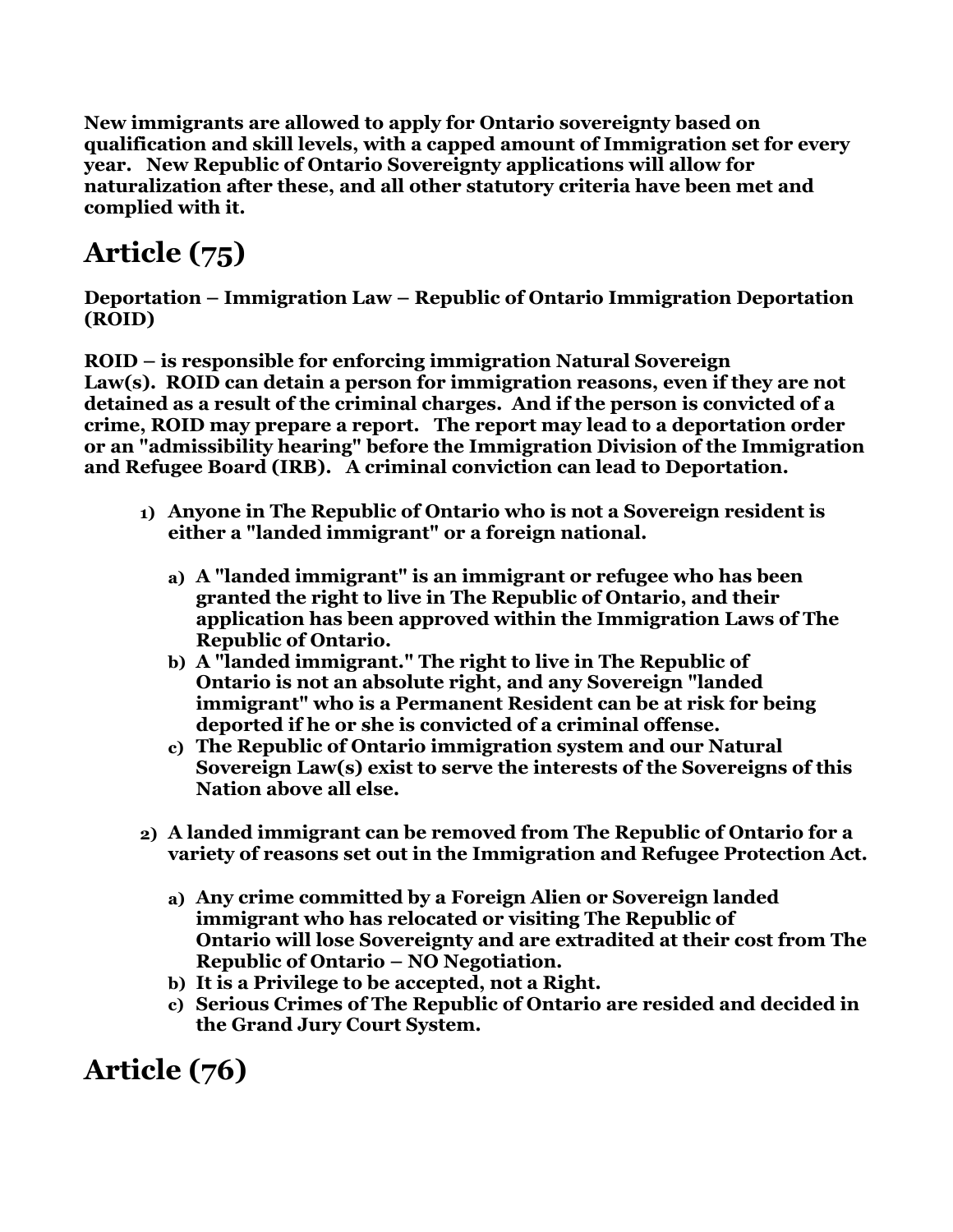**New immigrants are allowed to apply for Ontario sovereignty based on qualification and skill levels, with a capped amount of Immigration set for every year. New Republic of Ontario Sovereignty applications will allow for naturalization after these, and all other statutory criteria have been met and complied with it.**

# Article (75)

**Deportation – Immigration Law – Republic of Ontario Immigration Deportation (ROID)**

**ROID – is responsible for enforcing immigration Natural Sovereign Law(s). ROID can detain a person for immigration reasons, even if they are not detained as a result of the criminal charges. And if the person is convicted of a crime, ROID may prepare a report. The report may lead to a deportation order or an "admissibility hearing" before the Immigration Division of the Immigration and Refugee Board (IRB). A criminal conviction can lead to Deportation.**

1) **Anyone in The Republic of Ontario who is not a Sovereign resident is either a "landed immigrant" or a foreign national.**
   a) **A "landed immigrant" is an immigrant or refugee who has been granted the right to live in The Republic of Ontario, and their application has been approved within the Immigration Laws of The Republic of Ontario.**
   b) **A "landed immigrant." The right to live in The Republic of Ontario is not an absolute right, and any Sovereign "landed immigrant" who is a Permanent Resident can be at risk for being deported if he or she is convicted of a criminal offense.**
   c) **The Republic of Ontario immigration system and our Natural Sovereign Law(s) exist to serve the interests of the Sovereigns of this Nation above all else.**

2) **A landed immigrant can be removed from The Republic of Ontario for a variety of reasons set out in the Immigration and Refugee Protection Act.**
   a) **Any crime committed by a Foreign Alien or Sovereign landed immigrant who has relocated or visiting The Republic of Ontario will lose Sovereignty and are extradited at their cost from The Republic of Ontario – NO Negotiation.**
   b) **It is a Privilege to be accepted, not a Right.**
   c) **Serious Crimes of The Republic of Ontario are resided and decided in the Grand Jury Court System.**

# Article (76)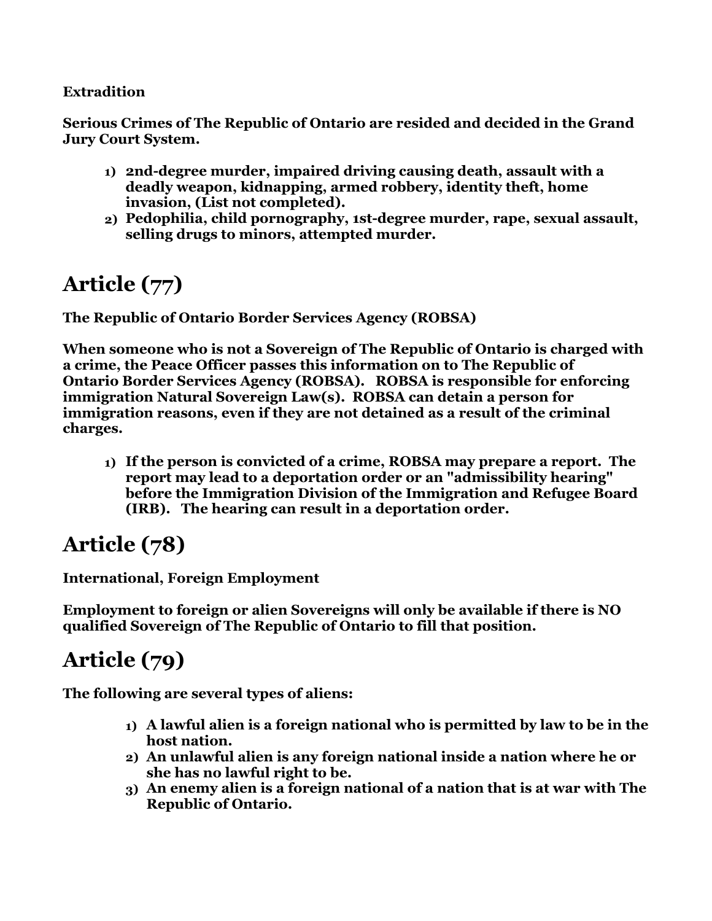**Extradition**

**Serious Crimes of The Republic of Ontario are resided and decided in the Grand Jury Court System.**

1) **2nd-degree murder, impaired driving causing death, assault with a deadly weapon, kidnapping, armed robbery, identity theft, home invasion, (List not completed).**
2) **Pedophilia, child pornography, 1st-degree murder, rape, sexual assault, selling drugs to minors, attempted murder.**

# Article (77)

**The Republic of Ontario Border Services Agency (ROBSA)**

**When someone who is not a Sovereign of The Republic of Ontario is charged with a crime, the Peace Officer passes this information on to The Republic of Ontario Border Services Agency (ROBSA). ROBSA is responsible for enforcing immigration Natural Sovereign Law(s). ROBSA can detain a person for immigration reasons, even if they are not detained as a result of the criminal charges.**

1) **If the person is convicted of a crime, ROBSA may prepare a report. The report may lead to a deportation order or an "admissibility hearing" before the Immigration Division of the Immigration and Refugee Board (IRB). The hearing can result in a deportation order.**

# Article (78)

**International, Foreign Employment**

**Employment to foreign or alien Sovereigns will only be available if there is NO qualified Sovereign of The Republic of Ontario to fill that position.**

# Article (79)

**The following are several types of aliens:**

1) **A lawful alien is a foreign national who is permitted by law to be in the host nation.**
2) **An unlawful alien is any foreign national inside a nation where he or she has no lawful right to be.**
3) **An enemy alien is a foreign national of a nation that is at war with The Republic of Ontario.**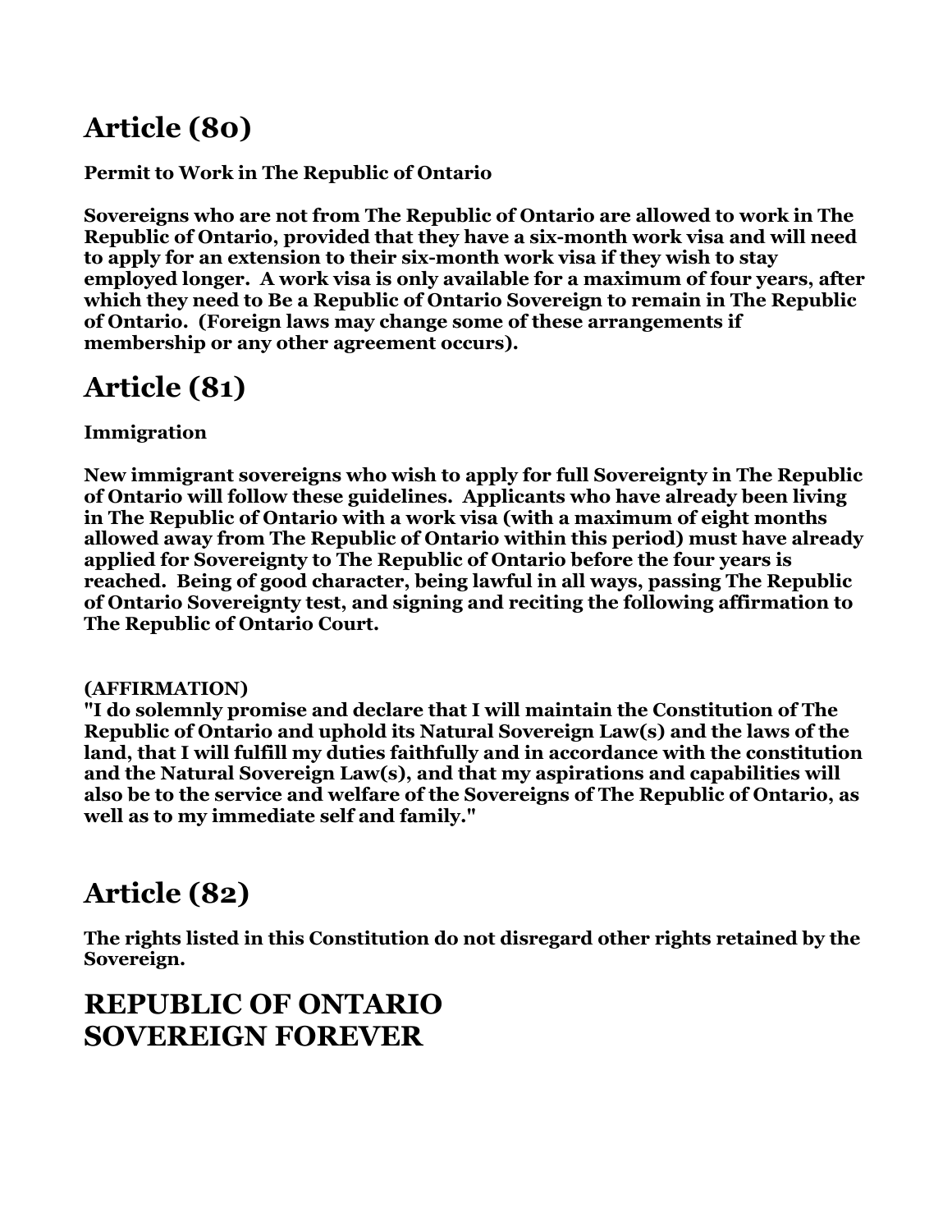## Article (80)

**Permit to Work in The Republic of Ontario**

**Sovereigns who are not from The Republic of Ontario are allowed to work in The Republic of Ontario, provided that they have a six-month work visa and will need to apply for an extension to their six-month work visa if they wish to stay employed longer. A work visa is only available for a maximum of four years, after which they need to Be a Republic of Ontario Sovereign to remain in The Republic of Ontario. (Foreign laws may change some of these arrangements if membership or any other agreement occurs).**

## Article (81)

**Immigration**

**New immigrant sovereigns who wish to apply for full Sovereignty in The Republic of Ontario will follow these guidelines. Applicants who have already been living in The Republic of Ontario with a work visa (with a maximum of eight months allowed away from The Republic of Ontario within this period) must have already applied for Sovereignty to The Republic of Ontario before the four years is reached. Being of good character, being lawful in all ways, passing The Republic of Ontario Sovereignty test, and signing and reciting the following affirmation to The Republic of Ontario Court.**

**(AFFIRMATION)**
**"I do solemnly promise and declare that I will maintain the Constitution of The Republic of Ontario and uphold its Natural Sovereign Law(s) and the laws of the land, that I will fulfill my duties faithfully and in accordance with the constitution and the Natural Sovereign Law(s), and that my aspirations and capabilities will also be to the service and welfare of the Sovereigns of The Republic of Ontario, as well as to my immediate self and family."**

## Article (82)

**The rights listed in this Constitution do not disregard other rights retained by the Sovereign.**

## REPUBLIC OF ONTARIO SOVEREIGN FOREVER